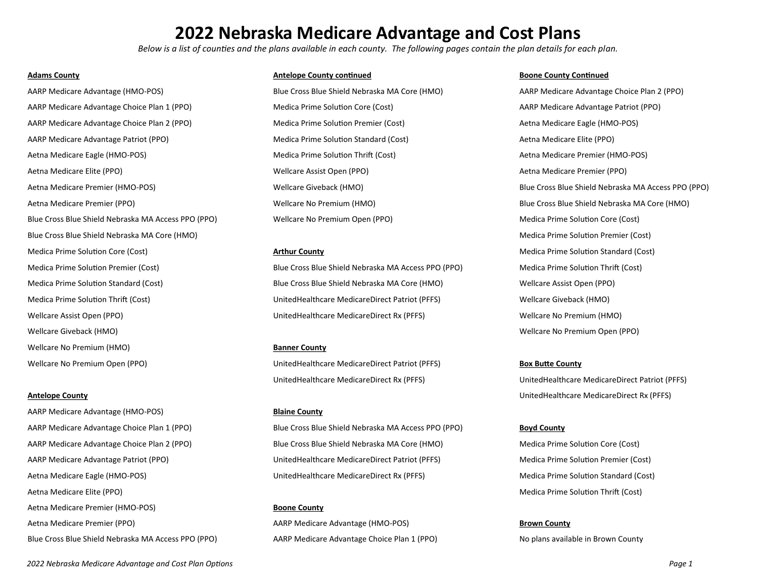# 2022 Nebraska Medicare Advantage and Cost Plans

*Below is a list of counties and the plans available in each county. The following pages contain the plan details for each plan.*

**Adams County**

AARP Medicare Advantage (HMO-POS)

AARP Medicare Advantage Choice Plan 1 (PPO)

AARP Medicare Advantage Choice Plan 2 (PPO)

AARP Medicare Advantage Patriot (PPO)

Aetna Medicare Eagle (HMO-POS)

Aetna Medicare Elite (PPO)

Aetna Medicare Premier (HMO-POS)

Aetna Medicare Premier (PPO)

Blue Cross Blue Shield Nebraska MA Access PPO (PPO)

Blue Cross Blue Shield Nebraska MA Core (HMO)

Medica Prime Solution Core (Cost)

Medica Prime Solution Premier (Cost)

Medica Prime Solution Standard (Cost)

Medica Prime Solution Thrift (Cost)

Wellcare Assist Open (PPO)

Wellcare Giveback (HMO)

Wellcare No Premium (HMO)

Wellcare No Premium Open (PPO)

**Antelope County**

AARP Medicare Advantage (HMO-POS)

AARP Medicare Advantage Choice Plan 1 (PPO)

AARP Medicare Advantage Choice Plan 2 (PPO)

AARP Medicare Advantage Patriot (PPO)

Aetna Medicare Eagle (HMO-POS)

Aetna Medicare Elite (PPO)

Aetna Medicare Premier (HMO-POS)

Aetna Medicare Premier (PPO)

Blue Cross Blue Shield Nebraska MA Access PPO (PPO)

**Antelope County continued**

Blue Cross Blue Shield Nebraska MA Core (HMO)

Medica Prime Solution Core (Cost)

Medica Prime Solution Premier (Cost)

Medica Prime Solution Standard (Cost)

Medica Prime Solution Thrift (Cost)

Wellcare Assist Open (PPO)

Wellcare Giveback (HMO)

Wellcare No Premium (HMO)

Wellcare No Premium Open (PPO)

**Arthur County**

Blue Cross Blue Shield Nebraska MA Access PPO (PPO)

Blue Cross Blue Shield Nebraska MA Core (HMO)

UnitedHealthcare MedicareDirect Patriot (PFFS)

UnitedHealthcare MedicareDirect Rx (PFFS)

**Banner County**

UnitedHealthcare MedicareDirect Patriot (PFFS)

UnitedHealthcare MedicareDirect Rx (PFFS)

**Blaine County**

Blue Cross Blue Shield Nebraska MA Access PPO (PPO)

Blue Cross Blue Shield Nebraska MA Core (HMO)

UnitedHealthcare MedicareDirect Patriot (PFFS)

UnitedHealthcare MedicareDirect Rx (PFFS)

**Boone County**

AARP Medicare Advantage (HMO-POS)

AARP Medicare Advantage Choice Plan 1 (PPO)

**Boone County Continued**

AARP Medicare Advantage Choice Plan 2 (PPO)

AARP Medicare Advantage Patriot (PPO)

Aetna Medicare Eagle (HMO-POS)

Aetna Medicare Elite (PPO)

Aetna Medicare Premier (HMO-POS)

Aetna Medicare Premier (PPO)

Blue Cross Blue Shield Nebraska MA Access PPO (PPO)

Blue Cross Blue Shield Nebraska MA Core (HMO)

Medica Prime Solution Core (Cost)

Medica Prime Solution Premier (Cost)

Medica Prime Solution Standard (Cost)

Medica Prime Solution Thrift (Cost)

Wellcare Assist Open (PPO)

Wellcare Giveback (HMO)

Wellcare No Premium (HMO)

Wellcare No Premium Open (PPO)

**Box Butte County**

UnitedHealthcare MedicareDirect Patriot (PFFS)

UnitedHealthcare MedicareDirect Rx (PFFS)

**Boyd County**

Medica Prime Solution Core (Cost)

Medica Prime Solution Premier (Cost)

Medica Prime Solution Standard (Cost)

Medica Prime Solution Thrift (Cost)

**Brown County**

No plans available in Brown County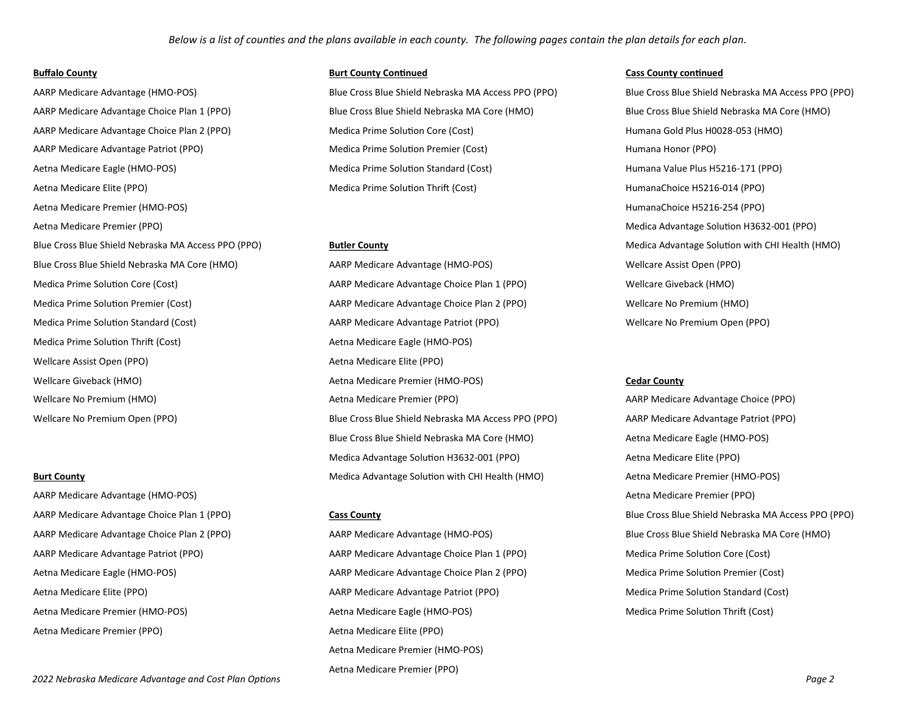*Below is a list of counties and the plans available in each county. The following pages contain the plan details for each plan.*

**Buffalo County**

AARP Medicare Advantage (HMO-POS)

AARP Medicare Advantage Choice Plan 1 (PPO)

AARP Medicare Advantage Choice Plan 2 (PPO)

AARP Medicare Advantage Patriot (PPO)

Aetna Medicare Eagle (HMO-POS)

Aetna Medicare Elite (PPO)

Aetna Medicare Premier (HMO-POS)

Aetna Medicare Premier (PPO)

Blue Cross Blue Shield Nebraska MA Access PPO (PPO)

Blue Cross Blue Shield Nebraska MA Core (HMO)

Medica Prime Solution Core (Cost)

Medica Prime Solution Premier (Cost)

Medica Prime Solution Standard (Cost)

Medica Prime Solution Thrift (Cost)

Wellcare Assist Open (PPO)

Wellcare Giveback (HMO)

Wellcare No Premium (HMO)

Wellcare No Premium Open (PPO)

**Burt County**

AARP Medicare Advantage (HMO-POS)

AARP Medicare Advantage Choice Plan 1 (PPO)

AARP Medicare Advantage Choice Plan 2 (PPO)

AARP Medicare Advantage Patriot (PPO)

Aetna Medicare Eagle (HMO-POS)

Aetna Medicare Elite (PPO)

Aetna Medicare Premier (HMO-POS)

Aetna Medicare Premier (PPO)

**Burt County Continued**

Blue Cross Blue Shield Nebraska MA Access PPO (PPO)

Blue Cross Blue Shield Nebraska MA Core (HMO)

Medica Prime Solution Core (Cost)

Medica Prime Solution Premier (Cost)

Medica Prime Solution Standard (Cost)

Medica Prime Solution Thrift (Cost)

**Butler County**

AARP Medicare Advantage (HMO-POS)

AARP Medicare Advantage Choice Plan 1 (PPO)

AARP Medicare Advantage Choice Plan 2 (PPO)

AARP Medicare Advantage Patriot (PPO)

Aetna Medicare Eagle (HMO-POS)

Aetna Medicare Elite (PPO)

Aetna Medicare Premier (HMO-POS)

Aetna Medicare Premier (PPO)

Blue Cross Blue Shield Nebraska MA Access PPO (PPO)

Blue Cross Blue Shield Nebraska MA Core (HMO)

Medica Advantage Solution H3632-001 (PPO)

Medica Advantage Solution with CHI Health (HMO)

**Cass County**

AARP Medicare Advantage (HMO-POS)

AARP Medicare Advantage Choice Plan 1 (PPO)

AARP Medicare Advantage Choice Plan 2 (PPO)

AARP Medicare Advantage Patriot (PPO)

Aetna Medicare Eagle (HMO-POS)

Aetna Medicare Elite (PPO)

Aetna Medicare Premier (HMO-POS)

Aetna Medicare Premier (PPO)

**Cass County continued**

Blue Cross Blue Shield Nebraska MA Access PPO (PPO)

Blue Cross Blue Shield Nebraska MA Core (HMO)

Humana Gold Plus H0028-053 (HMO)

Humana Honor (PPO)

Humana Value Plus H5216-171 (PPO)

HumanaChoice H5216-014 (PPO)

HumanaChoice H5216-254 (PPO)

Medica Advantage Solution H3632-001 (PPO)

Medica Advantage Solution with CHI Health (HMO)

Wellcare Assist Open (PPO)

Wellcare Giveback (HMO)

Wellcare No Premium (HMO)

Wellcare No Premium Open (PPO)

**Cedar County**

AARP Medicare Advantage Choice (PPO)

AARP Medicare Advantage Patriot (PPO)

Aetna Medicare Eagle (HMO-POS)

Aetna Medicare Elite (PPO)

Aetna Medicare Premier (HMO-POS)

Aetna Medicare Premier (PPO)

Blue Cross Blue Shield Nebraska MA Access PPO (PPO)

Blue Cross Blue Shield Nebraska MA Core (HMO)

Medica Prime Solution Core (Cost)

Medica Prime Solution Premier (Cost)

Medica Prime Solution Standard (Cost)

Medica Prime Solution Thrift (Cost)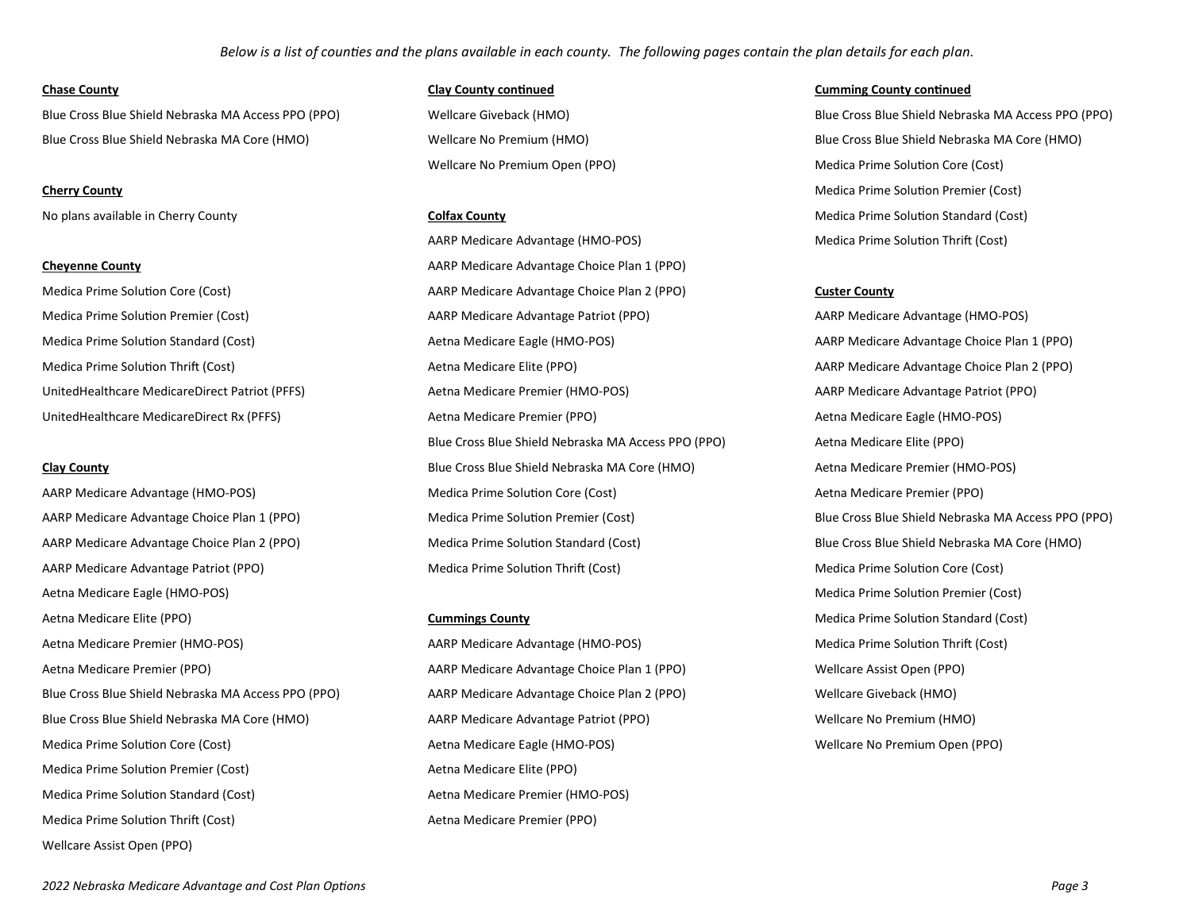*Below is a list of counties and the plans available in each county. The following pages contain the plan details for each plan.*

**Chase County**

Blue Cross Blue Shield Nebraska MA Access PPO (PPO)

Blue Cross Blue Shield Nebraska MA Core (HMO)

**Cherry County**

No plans available in Cherry County

**Cheyenne County**

Medica Prime Solution Core (Cost)

Medica Prime Solution Premier (Cost)

Medica Prime Solution Standard (Cost)

Medica Prime Solution Thrift (Cost)

UnitedHealthcare MedicareDirect Patriot (PFFS)

UnitedHealthcare MedicareDirect Rx (PFFS)

**Clay County**

AARP Medicare Advantage (HMO-POS)

AARP Medicare Advantage Choice Plan 1 (PPO)

AARP Medicare Advantage Choice Plan 2 (PPO)

AARP Medicare Advantage Patriot (PPO)

Aetna Medicare Eagle (HMO-POS)

Aetna Medicare Elite (PPO)

Aetna Medicare Premier (HMO-POS)

Aetna Medicare Premier (PPO)

Blue Cross Blue Shield Nebraska MA Access PPO (PPO)

Blue Cross Blue Shield Nebraska MA Core (HMO)

Medica Prime Solution Core (Cost)

Medica Prime Solution Premier (Cost)

Medica Prime Solution Standard (Cost)

Medica Prime Solution Thrift (Cost)

Wellcare Assist Open (PPO)

**Clay County continued**

Wellcare Giveback (HMO)

Wellcare No Premium (HMO)

Wellcare No Premium Open (PPO)

**Colfax County**

AARP Medicare Advantage (HMO-POS)

AARP Medicare Advantage Choice Plan 1 (PPO)

AARP Medicare Advantage Choice Plan 2 (PPO)

AARP Medicare Advantage Patriot (PPO)

Aetna Medicare Eagle (HMO-POS)

Aetna Medicare Elite (PPO)

Aetna Medicare Premier (HMO-POS)

Aetna Medicare Premier (PPO)

Blue Cross Blue Shield Nebraska MA Access PPO (PPO)

Blue Cross Blue Shield Nebraska MA Core (HMO)

Medica Prime Solution Core (Cost)

Medica Prime Solution Premier (Cost)

Medica Prime Solution Standard (Cost)

Medica Prime Solution Thrift (Cost)

**Cummings County**

AARP Medicare Advantage (HMO-POS)

AARP Medicare Advantage Choice Plan 1 (PPO)

AARP Medicare Advantage Choice Plan 2 (PPO)

AARP Medicare Advantage Patriot (PPO)

Aetna Medicare Eagle (HMO-POS)

Aetna Medicare Elite (PPO)

Aetna Medicare Premier (HMO-POS)

Aetna Medicare Premier (PPO)

**Cumming County continued**

Blue Cross Blue Shield Nebraska MA Access PPO (PPO)

Blue Cross Blue Shield Nebraska MA Core (HMO)

Medica Prime Solution Core (Cost)

Medica Prime Solution Premier (Cost)

Medica Prime Solution Standard (Cost)

Medica Prime Solution Thrift (Cost)

**Custer County**

AARP Medicare Advantage (HMO-POS)

AARP Medicare Advantage Choice Plan 1 (PPO)

AARP Medicare Advantage Choice Plan 2 (PPO)

AARP Medicare Advantage Patriot (PPO)

Aetna Medicare Eagle (HMO-POS)

Aetna Medicare Elite (PPO)

Aetna Medicare Premier (HMO-POS)

Aetna Medicare Premier (PPO)

Blue Cross Blue Shield Nebraska MA Access PPO (PPO)

Blue Cross Blue Shield Nebraska MA Core (HMO)

Medica Prime Solution Core (Cost)

Medica Prime Solution Premier (Cost)

Medica Prime Solution Standard (Cost)

Medica Prime Solution Thrift (Cost)

Wellcare Assist Open (PPO)

Wellcare Giveback (HMO)

Wellcare No Premium (HMO)

Wellcare No Premium Open (PPO)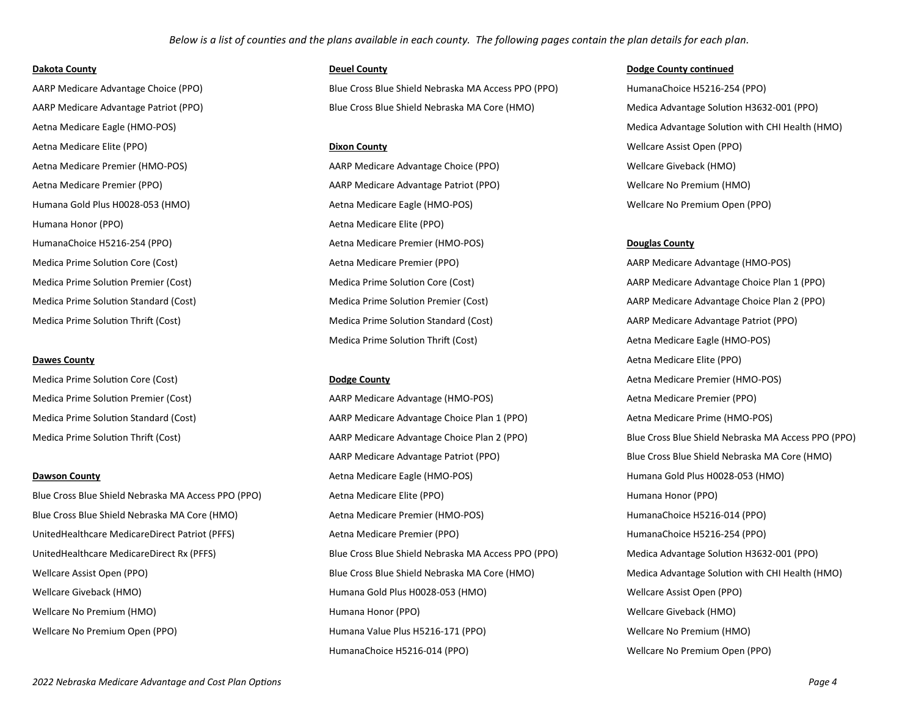*Below is a list of counties and the plans available in each county. The following pages contain the plan details for each plan.*

**Dakota County**

AARP Medicare Advantage Choice (PPO)

AARP Medicare Advantage Patriot (PPO)

Aetna Medicare Eagle (HMO-POS)

Aetna Medicare Elite (PPO)

Aetna Medicare Premier (HMO-POS)

Aetna Medicare Premier (PPO)

Humana Gold Plus H0028-053 (HMO)

Humana Honor (PPO)

HumanaChoice H5216-254 (PPO)

Medica Prime Solution Core (Cost)

Medica Prime Solution Premier (Cost)

Medica Prime Solution Standard (Cost)

Medica Prime Solution Thrift (Cost)

**Dawes County**

Medica Prime Solution Core (Cost)

Medica Prime Solution Premier (Cost)

Medica Prime Solution Standard (Cost)

Medica Prime Solution Thrift (Cost)

**Dawson County**

Blue Cross Blue Shield Nebraska MA Access PPO (PPO)

Blue Cross Blue Shield Nebraska MA Core (HMO)

UnitedHealthcare MedicareDirect Patriot (PFFS)

UnitedHealthcare MedicareDirect Rx (PFFS)

Wellcare Assist Open (PPO)

Wellcare Giveback (HMO)

Wellcare No Premium (HMO)

Wellcare No Premium Open (PPO)

**Deuel County**

Blue Cross Blue Shield Nebraska MA Access PPO (PPO)

Blue Cross Blue Shield Nebraska MA Core (HMO)

**Dixon County**

AARP Medicare Advantage Choice (PPO)

AARP Medicare Advantage Patriot (PPO)

Aetna Medicare Eagle (HMO-POS)

Aetna Medicare Elite (PPO)

Aetna Medicare Premier (HMO-POS)

Aetna Medicare Premier (PPO)

Medica Prime Solution Core (Cost)

Medica Prime Solution Premier (Cost)

Medica Prime Solution Standard (Cost)

Medica Prime Solution Thrift (Cost)

**Dodge County**

AARP Medicare Advantage (HMO-POS)

AARP Medicare Advantage Choice Plan 1 (PPO)

AARP Medicare Advantage Choice Plan 2 (PPO)

AARP Medicare Advantage Patriot (PPO)

Aetna Medicare Eagle (HMO-POS)

Aetna Medicare Elite (PPO)

Aetna Medicare Premier (HMO-POS)

Aetna Medicare Premier (PPO)

Blue Cross Blue Shield Nebraska MA Access PPO (PPO)

Blue Cross Blue Shield Nebraska MA Core (HMO)

Humana Gold Plus H0028-053 (HMO)

Humana Honor (PPO)

Humana Value Plus H5216-171 (PPO)

HumanaChoice H5216-014 (PPO)

**Dodge County continued**

HumanaChoice H5216-254 (PPO)

Medica Advantage Solution H3632-001 (PPO)

Medica Advantage Solution with CHI Health (HMO)

Wellcare Assist Open (PPO)

Wellcare Giveback (HMO)

Wellcare No Premium (HMO)

Wellcare No Premium Open (PPO)

**Douglas County**

AARP Medicare Advantage (HMO-POS)

AARP Medicare Advantage Choice Plan 1 (PPO)

AARP Medicare Advantage Choice Plan 2 (PPO)

AARP Medicare Advantage Patriot (PPO)

Aetna Medicare Eagle (HMO-POS)

Aetna Medicare Elite (PPO)

Aetna Medicare Premier (HMO-POS)

Aetna Medicare Premier (PPO)

Aetna Medicare Prime (HMO-POS)

Blue Cross Blue Shield Nebraska MA Access PPO (PPO)

Blue Cross Blue Shield Nebraska MA Core (HMO)

Humana Gold Plus H0028-053 (HMO)

Humana Honor (PPO)

HumanaChoice H5216-014 (PPO)

HumanaChoice H5216-254 (PPO)

Medica Advantage Solution H3632-001 (PPO)

Medica Advantage Solution with CHI Health (HMO)

Wellcare Assist Open (PPO)

Wellcare Giveback (HMO)

Wellcare No Premium (HMO)

Wellcare No Premium Open (PPO)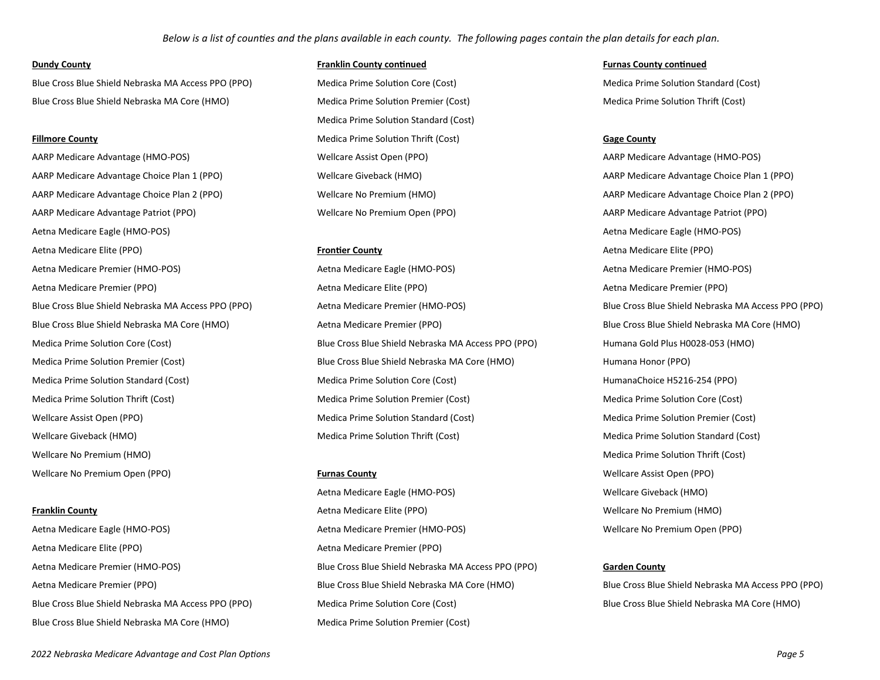*Below is a list of counties and the plans available in each county. The following pages contain the plan details for each plan.*

**Dundy County**

Blue Cross Blue Shield Nebraska MA Access PPO (PPO)

Blue Cross Blue Shield Nebraska MA Core (HMO)

**Fillmore County**

AARP Medicare Advantage (HMO-POS)

AARP Medicare Advantage Choice Plan 1 (PPO)

AARP Medicare Advantage Choice Plan 2 (PPO)

AARP Medicare Advantage Patriot (PPO)

Aetna Medicare Eagle (HMO-POS)

Aetna Medicare Elite (PPO)

Aetna Medicare Premier (HMO-POS)

Aetna Medicare Premier (PPO)

Blue Cross Blue Shield Nebraska MA Access PPO (PPO)

Blue Cross Blue Shield Nebraska MA Core (HMO)

Medica Prime Solution Core (Cost)

Medica Prime Solution Premier (Cost)

Medica Prime Solution Standard (Cost)

Medica Prime Solution Thrift (Cost)

Wellcare Assist Open (PPO)

Wellcare Giveback (HMO)

Wellcare No Premium (HMO)

Wellcare No Premium Open (PPO)

**Franklin County**

Aetna Medicare Eagle (HMO-POS)

Aetna Medicare Elite (PPO)

Aetna Medicare Premier (HMO-POS)

Aetna Medicare Premier (PPO)

Blue Cross Blue Shield Nebraska MA Access PPO (PPO)

Blue Cross Blue Shield Nebraska MA Core (HMO)

**Franklin County continued**

Medica Prime Solution Core (Cost)

Medica Prime Solution Premier (Cost)

Medica Prime Solution Standard (Cost)

Medica Prime Solution Thrift (Cost)

Wellcare Assist Open (PPO)

Wellcare Giveback (HMO)

Wellcare No Premium (HMO)

Wellcare No Premium Open (PPO)

**Frontier County**

Aetna Medicare Eagle (HMO-POS)

Aetna Medicare Elite (PPO)

Aetna Medicare Premier (HMO-POS)

Aetna Medicare Premier (PPO)

Blue Cross Blue Shield Nebraska MA Access PPO (PPO)

Blue Cross Blue Shield Nebraska MA Core (HMO)

Medica Prime Solution Core (Cost)

Medica Prime Solution Premier (Cost)

Medica Prime Solution Standard (Cost)

Medica Prime Solution Thrift (Cost)

**Furnas County**

Aetna Medicare Eagle (HMO-POS)

Aetna Medicare Elite (PPO)

Aetna Medicare Premier (HMO-POS)

Aetna Medicare Premier (PPO)

Blue Cross Blue Shield Nebraska MA Access PPO (PPO)

Blue Cross Blue Shield Nebraska MA Core (HMO)

Medica Prime Solution Core (Cost)

Medica Prime Solution Premier (Cost)

**Furnas County continued**

Medica Prime Solution Standard (Cost)

Medica Prime Solution Thrift (Cost)

**Gage County**

AARP Medicare Advantage (HMO-POS)

AARP Medicare Advantage Choice Plan 1 (PPO)

AARP Medicare Advantage Choice Plan 2 (PPO)

AARP Medicare Advantage Patriot (PPO)

Aetna Medicare Eagle (HMO-POS)

Aetna Medicare Elite (PPO)

Aetna Medicare Premier (HMO-POS)

Aetna Medicare Premier (PPO)

Blue Cross Blue Shield Nebraska MA Access PPO (PPO)

Blue Cross Blue Shield Nebraska MA Core (HMO)

Humana Gold Plus H0028-053 (HMO)

Humana Honor (PPO)

HumanaChoice H5216-254 (PPO)

Medica Prime Solution Core (Cost)

Medica Prime Solution Premier (Cost)

Medica Prime Solution Standard (Cost)

Medica Prime Solution Thrift (Cost)

Wellcare Assist Open (PPO)

Wellcare Giveback (HMO)

Wellcare No Premium (HMO)

Wellcare No Premium Open (PPO)

**Garden County**

Blue Cross Blue Shield Nebraska MA Access PPO (PPO)

Blue Cross Blue Shield Nebraska MA Core (HMO)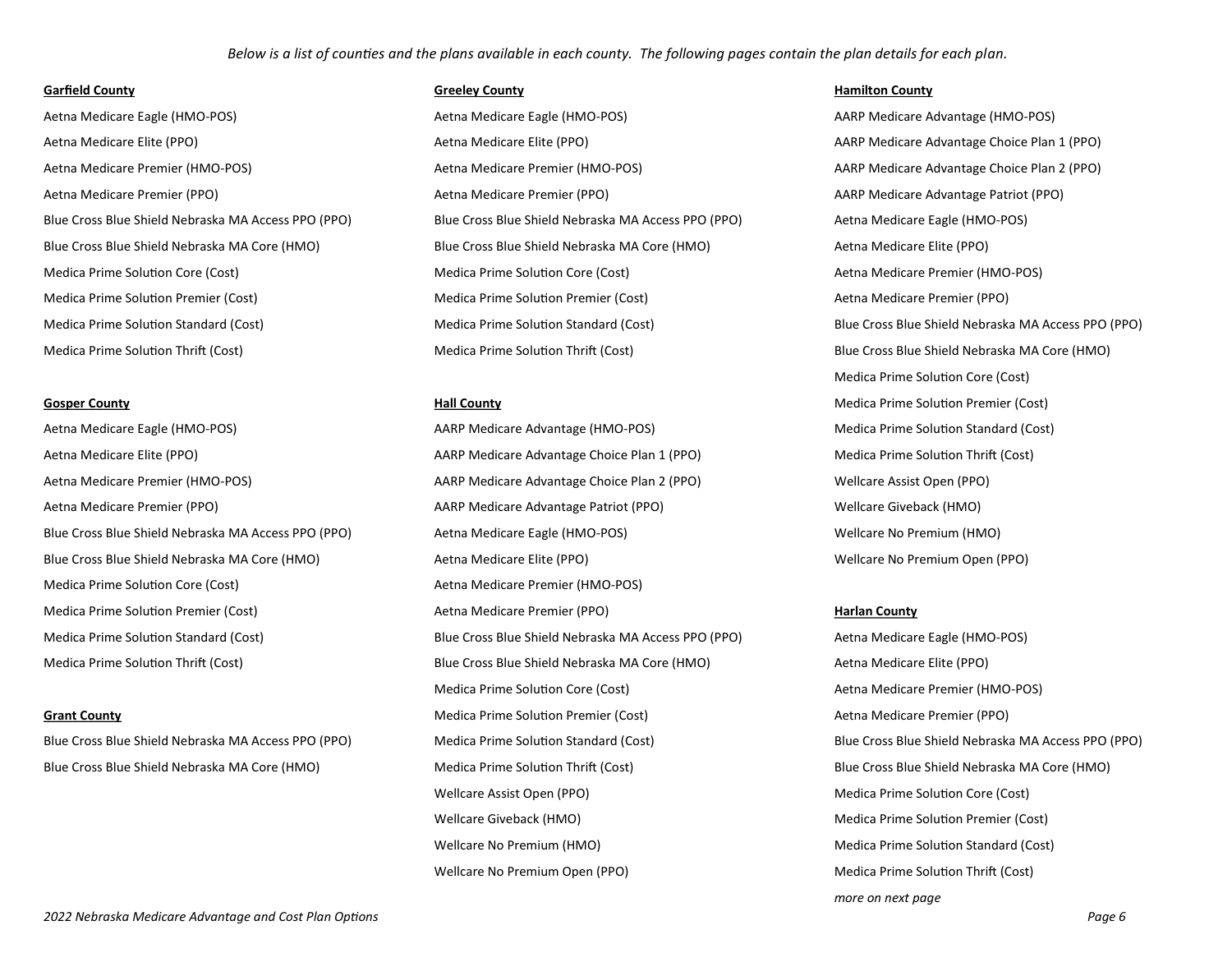*Below is a list of counties and the plans available in each county. The following pages contain the plan details for each plan.*

**Garfield County**

Aetna Medicare Eagle (HMO-POS)
Aetna Medicare Elite (PPO)
Aetna Medicare Premier (HMO-POS)
Aetna Medicare Premier (PPO)
Blue Cross Blue Shield Nebraska MA Access PPO (PPO)
Blue Cross Blue Shield Nebraska MA Core (HMO)
Medica Prime Solution Core (Cost)
Medica Prime Solution Premier (Cost)
Medica Prime Solution Standard (Cost)
Medica Prime Solution Thrift (Cost)

**Gosper County**

Aetna Medicare Eagle (HMO-POS)
Aetna Medicare Elite (PPO)
Aetna Medicare Premier (HMO-POS)
Aetna Medicare Premier (PPO)
Blue Cross Blue Shield Nebraska MA Access PPO (PPO)
Blue Cross Blue Shield Nebraska MA Core (HMO)
Medica Prime Solution Core (Cost)
Medica Prime Solution Premier (Cost)
Medica Prime Solution Standard (Cost)
Medica Prime Solution Thrift (Cost)

**Grant County**

Blue Cross Blue Shield Nebraska MA Access PPO (PPO)
Blue Cross Blue Shield Nebraska MA Core (HMO)

**Greeley County**

Aetna Medicare Eagle (HMO-POS)
Aetna Medicare Elite (PPO)
Aetna Medicare Premier (HMO-POS)
Aetna Medicare Premier (PPO)
Blue Cross Blue Shield Nebraska MA Access PPO (PPO)
Blue Cross Blue Shield Nebraska MA Core (HMO)
Medica Prime Solution Core (Cost)
Medica Prime Solution Premier (Cost)
Medica Prime Solution Standard (Cost)
Medica Prime Solution Thrift (Cost)

**Hall County**

AARP Medicare Advantage (HMO-POS)
AARP Medicare Advantage Choice Plan 1 (PPO)
AARP Medicare Advantage Choice Plan 2 (PPO)
AARP Medicare Advantage Patriot (PPO)
Aetna Medicare Eagle (HMO-POS)
Aetna Medicare Elite (PPO)
Aetna Medicare Premier (HMO-POS)
Aetna Medicare Premier (PPO)
Blue Cross Blue Shield Nebraska MA Access PPO (PPO)
Blue Cross Blue Shield Nebraska MA Core (HMO)
Medica Prime Solution Core (Cost)
Medica Prime Solution Premier (Cost)
Medica Prime Solution Standard (Cost)
Medica Prime Solution Thrift (Cost)
Wellcare Assist Open (PPO)
Wellcare Giveback (HMO)
Wellcare No Premium (HMO)
Wellcare No Premium Open (PPO)

**Hamilton County**

AARP Medicare Advantage (HMO-POS)
AARP Medicare Advantage Choice Plan 1 (PPO)
AARP Medicare Advantage Choice Plan 2 (PPO)
AARP Medicare Advantage Patriot (PPO)
Aetna Medicare Eagle (HMO-POS)
Aetna Medicare Elite (PPO)
Aetna Medicare Premier (HMO-POS)
Aetna Medicare Premier (PPO)
Blue Cross Blue Shield Nebraska MA Access PPO (PPO)
Blue Cross Blue Shield Nebraska MA Core (HMO)
Medica Prime Solution Core (Cost)
Medica Prime Solution Premier (Cost)
Medica Prime Solution Standard (Cost)
Medica Prime Solution Thrift (Cost)
Wellcare Assist Open (PPO)
Wellcare Giveback (HMO)
Wellcare No Premium (HMO)
Wellcare No Premium Open (PPO)

**Harlan County**

Aetna Medicare Eagle (HMO-POS)
Aetna Medicare Elite (PPO)
Aetna Medicare Premier (HMO-POS)
Aetna Medicare Premier (PPO)
Blue Cross Blue Shield Nebraska MA Access PPO (PPO)
Blue Cross Blue Shield Nebraska MA Core (HMO)
Medica Prime Solution Core (Cost)
Medica Prime Solution Premier (Cost)
Medica Prime Solution Standard (Cost)
Medica Prime Solution Thrift (Cost)

*more on next page*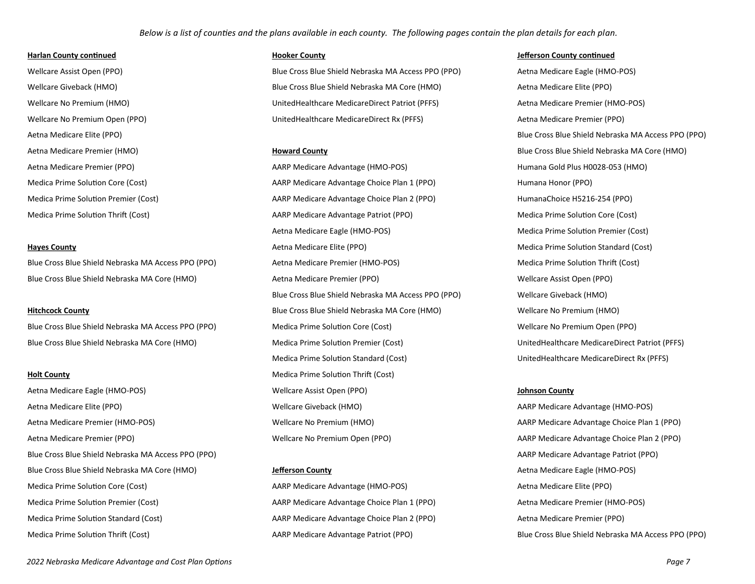*Below is a list of counties and the plans available in each county. The following pages contain the plan details for each plan.*

**Harlan County continued**

Wellcare Assist Open (PPO)
Wellcare Giveback (HMO)
Wellcare No Premium (HMO)
Wellcare No Premium Open (PPO)
Aetna Medicare Elite (PPO)
Aetna Medicare Premier (HMO)
Aetna Medicare Premier (PPO)
Medica Prime Solution Core (Cost)
Medica Prime Solution Premier (Cost)
Medica Prime Solution Thrift (Cost)

**Hayes County**

Blue Cross Blue Shield Nebraska MA Access PPO (PPO)
Blue Cross Blue Shield Nebraska MA Core (HMO)

**Hitchcock County**

Blue Cross Blue Shield Nebraska MA Access PPO (PPO)
Blue Cross Blue Shield Nebraska MA Core (HMO)

**Holt County**

Aetna Medicare Eagle (HMO-POS)
Aetna Medicare Elite (PPO)
Aetna Medicare Premier (HMO-POS)
Aetna Medicare Premier (PPO)
Blue Cross Blue Shield Nebraska MA Access PPO (PPO)
Blue Cross Blue Shield Nebraska MA Core (HMO)
Medica Prime Solution Core (Cost)
Medica Prime Solution Premier (Cost)
Medica Prime Solution Standard (Cost)
Medica Prime Solution Thrift (Cost)

**Hooker County**

Blue Cross Blue Shield Nebraska MA Access PPO (PPO)
Blue Cross Blue Shield Nebraska MA Core (HMO)
UnitedHealthcare MedicareDirect Patriot (PFFS)
UnitedHealthcare MedicareDirect Rx (PFFS)

**Howard County**

AARP Medicare Advantage (HMO-POS)
AARP Medicare Advantage Choice Plan 1 (PPO)
AARP Medicare Advantage Choice Plan 2 (PPO)
AARP Medicare Advantage Patriot (PPO)
Aetna Medicare Eagle (HMO-POS)
Aetna Medicare Elite (PPO)
Aetna Medicare Premier (HMO-POS)
Aetna Medicare Premier (PPO)
Blue Cross Blue Shield Nebraska MA Access PPO (PPO)
Blue Cross Blue Shield Nebraska MA Core (HMO)
Medica Prime Solution Core (Cost)
Medica Prime Solution Premier (Cost)
Medica Prime Solution Standard (Cost)
Medica Prime Solution Thrift (Cost)
Wellcare Assist Open (PPO)
Wellcare Giveback (HMO)
Wellcare No Premium (HMO)
Wellcare No Premium Open (PPO)

**Jefferson County**

AARP Medicare Advantage (HMO-POS)
AARP Medicare Advantage Choice Plan 1 (PPO)
AARP Medicare Advantage Choice Plan 2 (PPO)
AARP Medicare Advantage Patriot (PPO)

**Jefferson County continued**

Aetna Medicare Eagle (HMO-POS)
Aetna Medicare Elite (PPO)
Aetna Medicare Premier (HMO-POS)
Aetna Medicare Premier (PPO)
Blue Cross Blue Shield Nebraska MA Access PPO (PPO)
Blue Cross Blue Shield Nebraska MA Core (HMO)
Humana Gold Plus H0028-053 (HMO)
Humana Honor (PPO)
HumanaChoice H5216-254 (PPO)
Medica Prime Solution Core (Cost)
Medica Prime Solution Premier (Cost)
Medica Prime Solution Standard (Cost)
Medica Prime Solution Thrift (Cost)
Wellcare Assist Open (PPO)
Wellcare Giveback (HMO)
Wellcare No Premium (HMO)
Wellcare No Premium Open (PPO)
UnitedHealthcare MedicareDirect Patriot (PFFS)
UnitedHealthcare MedicareDirect Rx (PFFS)

**Johnson County**

AARP Medicare Advantage (HMO-POS)
AARP Medicare Advantage Choice Plan 1 (PPO)
AARP Medicare Advantage Choice Plan 2 (PPO)
AARP Medicare Advantage Patriot (PPO)
Aetna Medicare Eagle (HMO-POS)
Aetna Medicare Elite (PPO)
Aetna Medicare Premier (HMO-POS)
Aetna Medicare Premier (PPO)
Blue Cross Blue Shield Nebraska MA Access PPO (PPO)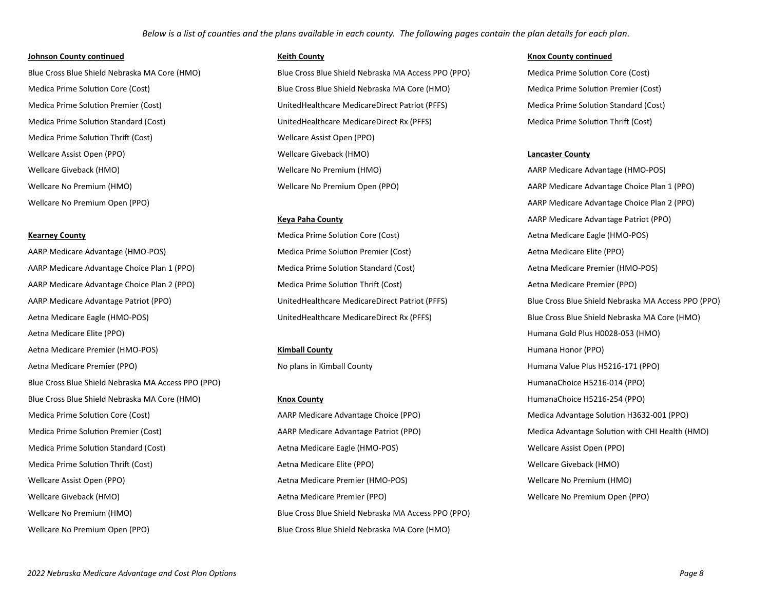*Below is a list of counties and the plans available in each county. The following pages contain the plan details for each plan.*

**Johnson County continued**

Blue Cross Blue Shield Nebraska MA Core (HMO)

Medica Prime Solution Core (Cost)

Medica Prime Solution Premier (Cost)

Medica Prime Solution Standard (Cost)

Medica Prime Solution Thrift (Cost)

Wellcare Assist Open (PPO)

Wellcare Giveback (HMO)

Wellcare No Premium (HMO)

Wellcare No Premium Open (PPO)

**Kearney County**

AARP Medicare Advantage (HMO-POS)

AARP Medicare Advantage Choice Plan 1 (PPO)

AARP Medicare Advantage Choice Plan 2 (PPO)

AARP Medicare Advantage Patriot (PPO)

Aetna Medicare Eagle (HMO-POS)

Aetna Medicare Elite (PPO)

Aetna Medicare Premier (HMO-POS)

Aetna Medicare Premier (PPO)

Blue Cross Blue Shield Nebraska MA Access PPO (PPO)

Blue Cross Blue Shield Nebraska MA Core (HMO)

Medica Prime Solution Core (Cost)

Medica Prime Solution Premier (Cost)

Medica Prime Solution Standard (Cost)

Medica Prime Solution Thrift (Cost)

Wellcare Assist Open (PPO)

Wellcare Giveback (HMO)

Wellcare No Premium (HMO)

Wellcare No Premium Open (PPO)

**Keith County**

Blue Cross Blue Shield Nebraska MA Access PPO (PPO)

Blue Cross Blue Shield Nebraska MA Core (HMO)

UnitedHealthcare MedicareDirect Patriot (PFFS)

UnitedHealthcare MedicareDirect Rx (PFFS)

Wellcare Assist Open (PPO)

Wellcare Giveback (HMO)

Wellcare No Premium (HMO)

Wellcare No Premium Open (PPO)

**Keya Paha County**

Medica Prime Solution Core (Cost)

Medica Prime Solution Premier (Cost)

Medica Prime Solution Standard (Cost)

Medica Prime Solution Thrift (Cost)

UnitedHealthcare MedicareDirect Patriot (PFFS)

UnitedHealthcare MedicareDirect Rx (PFFS)

**Kimball County**

No plans in Kimball County

**Knox County**

AARP Medicare Advantage Choice (PPO)

AARP Medicare Advantage Patriot (PPO)

Aetna Medicare Eagle (HMO-POS)

Aetna Medicare Elite (PPO)

Aetna Medicare Premier (HMO-POS)

Aetna Medicare Premier (PPO)

Blue Cross Blue Shield Nebraska MA Access PPO (PPO)

Blue Cross Blue Shield Nebraska MA Core (HMO)

**Knox County continued**

Medica Prime Solution Core (Cost)

Medica Prime Solution Premier (Cost)

Medica Prime Solution Standard (Cost)

Medica Prime Solution Thrift (Cost)

**Lancaster County**

AARP Medicare Advantage (HMO-POS)

AARP Medicare Advantage Choice Plan 1 (PPO)

AARP Medicare Advantage Choice Plan 2 (PPO)

AARP Medicare Advantage Patriot (PPO)

Aetna Medicare Eagle (HMO-POS)

Aetna Medicare Elite (PPO)

Aetna Medicare Premier (HMO-POS)

Aetna Medicare Premier (PPO)

Blue Cross Blue Shield Nebraska MA Access PPO (PPO)

Blue Cross Blue Shield Nebraska MA Core (HMO)

Humana Gold Plus H0028-053 (HMO)

Humana Honor (PPO)

Humana Value Plus H5216-171 (PPO)

HumanaChoice H5216-014 (PPO)

HumanaChoice H5216-254 (PPO)

Medica Advantage Solution H3632-001 (PPO)

Medica Advantage Solution with CHI Health (HMO)

Wellcare Assist Open (PPO)

Wellcare Giveback (HMO)

Wellcare No Premium (HMO)

Wellcare No Premium Open (PPO)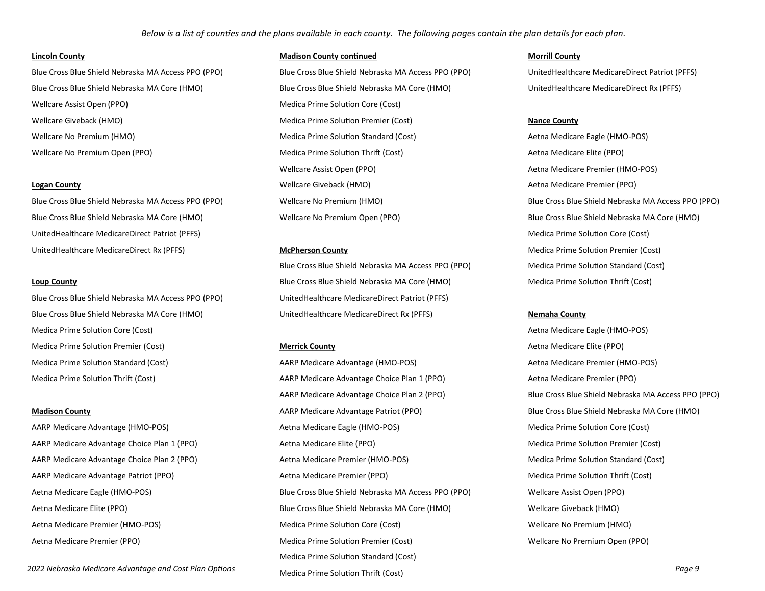*Below is a list of counties and the plans available in each county. The following pages contain the plan details for each plan.*

**Lincoln County**

Blue Cross Blue Shield Nebraska MA Access PPO (PPO)

Blue Cross Blue Shield Nebraska MA Core (HMO)

Wellcare Assist Open (PPO)

Wellcare Giveback (HMO)

Wellcare No Premium (HMO)

Wellcare No Premium Open (PPO)

**Logan County**

Blue Cross Blue Shield Nebraska MA Access PPO (PPO)

Blue Cross Blue Shield Nebraska MA Core (HMO)

UnitedHealthcare MedicareDirect Patriot (PFFS)

UnitedHealthcare MedicareDirect Rx (PFFS)

**Loup County**

Blue Cross Blue Shield Nebraska MA Access PPO (PPO)

Blue Cross Blue Shield Nebraska MA Core (HMO)

Medica Prime Solution Core (Cost)

Medica Prime Solution Premier (Cost)

Medica Prime Solution Standard (Cost)

Medica Prime Solution Thrift (Cost)

**Madison County**

AARP Medicare Advantage (HMO-POS)

AARP Medicare Advantage Choice Plan 1 (PPO)

AARP Medicare Advantage Choice Plan 2 (PPO)

AARP Medicare Advantage Patriot (PPO)

Aetna Medicare Eagle (HMO-POS)

Aetna Medicare Elite (PPO)

Aetna Medicare Premier (HMO-POS)

Aetna Medicare Premier (PPO)

**Madison County continued**

Blue Cross Blue Shield Nebraska MA Access PPO (PPO)

Blue Cross Blue Shield Nebraska MA Core (HMO)

Medica Prime Solution Core (Cost)

Medica Prime Solution Premier (Cost)

Medica Prime Solution Standard (Cost)

Medica Prime Solution Thrift (Cost)

Wellcare Assist Open (PPO)

Wellcare Giveback (HMO)

Wellcare No Premium (HMO)

Wellcare No Premium Open (PPO)

**McPherson County**

Blue Cross Blue Shield Nebraska MA Access PPO (PPO)

Blue Cross Blue Shield Nebraska MA Core (HMO)

UnitedHealthcare MedicareDirect Patriot (PFFS)

UnitedHealthcare MedicareDirect Rx (PFFS)

**Merrick County**

AARP Medicare Advantage (HMO-POS)

AARP Medicare Advantage Choice Plan 1 (PPO)

AARP Medicare Advantage Choice Plan 2 (PPO)

AARP Medicare Advantage Patriot (PPO)

Aetna Medicare Eagle (HMO-POS)

Aetna Medicare Elite (PPO)

Aetna Medicare Premier (HMO-POS)

Aetna Medicare Premier (PPO)

Blue Cross Blue Shield Nebraska MA Access PPO (PPO)

Blue Cross Blue Shield Nebraska MA Core (HMO)

Medica Prime Solution Core (Cost)

Medica Prime Solution Premier (Cost)

Medica Prime Solution Standard (Cost)

Medica Prime Solution Thrift (Cost)

**Morrill County**

UnitedHealthcare MedicareDirect Patriot (PFFS)

UnitedHealthcare MedicareDirect Rx (PFFS)

**Nance County**

Aetna Medicare Eagle (HMO-POS)

Aetna Medicare Elite (PPO)

Aetna Medicare Premier (HMO-POS)

Aetna Medicare Premier (PPO)

Blue Cross Blue Shield Nebraska MA Access PPO (PPO)

Blue Cross Blue Shield Nebraska MA Core (HMO)

Medica Prime Solution Core (Cost)

Medica Prime Solution Premier (Cost)

Medica Prime Solution Standard (Cost)

Medica Prime Solution Thrift (Cost)

**Nemaha County**

Aetna Medicare Eagle (HMO-POS)

Aetna Medicare Elite (PPO)

Aetna Medicare Premier (HMO-POS)

Aetna Medicare Premier (PPO)

Blue Cross Blue Shield Nebraska MA Access PPO (PPO)

Blue Cross Blue Shield Nebraska MA Core (HMO)

Medica Prime Solution Core (Cost)

Medica Prime Solution Premier (Cost)

Medica Prime Solution Standard (Cost)

Medica Prime Solution Thrift (Cost)

Wellcare Assist Open (PPO)

Wellcare Giveback (HMO)

Wellcare No Premium (HMO)

Wellcare No Premium Open (PPO)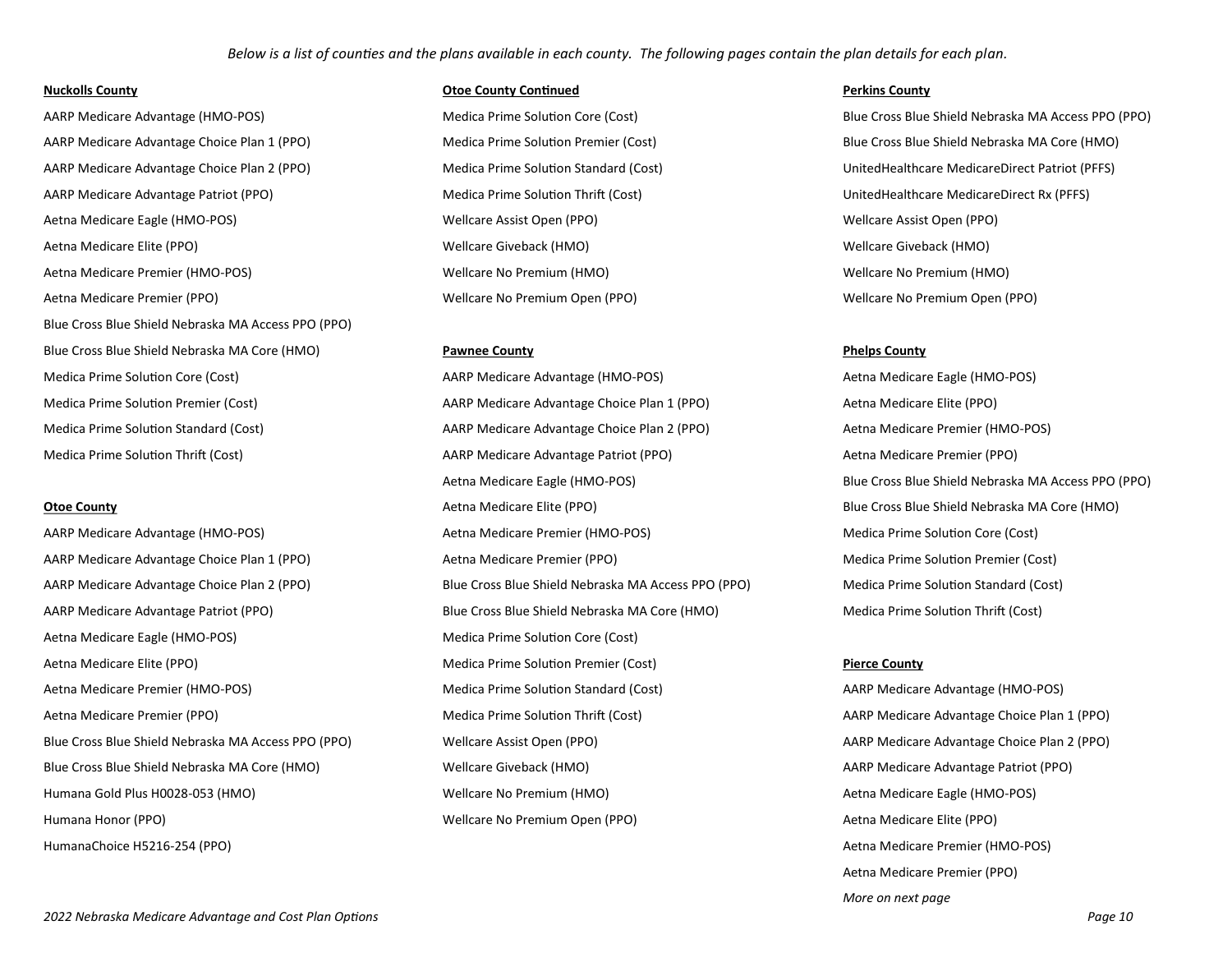*Below is a list of counties and the plans available in each county. The following pages contain the plan details for each plan.*

**Nuckolls County**

AARP Medicare Advantage (HMO-POS)

AARP Medicare Advantage Choice Plan 1 (PPO)

AARP Medicare Advantage Choice Plan 2 (PPO)

AARP Medicare Advantage Patriot (PPO)

Aetna Medicare Eagle (HMO-POS)

Aetna Medicare Elite (PPO)

Aetna Medicare Premier (HMO-POS)

Aetna Medicare Premier (PPO)

Blue Cross Blue Shield Nebraska MA Access PPO (PPO)

Blue Cross Blue Shield Nebraska MA Core (HMO)

Medica Prime Solution Core (Cost)

Medica Prime Solution Premier (Cost)

Medica Prime Solution Standard (Cost)

Medica Prime Solution Thrift (Cost)

**Otoe County**

AARP Medicare Advantage (HMO-POS)

AARP Medicare Advantage Choice Plan 1 (PPO)

AARP Medicare Advantage Choice Plan 2 (PPO)

AARP Medicare Advantage Patriot (PPO)

Aetna Medicare Eagle (HMO-POS)

Aetna Medicare Elite (PPO)

Aetna Medicare Premier (HMO-POS)

Aetna Medicare Premier (PPO)

Blue Cross Blue Shield Nebraska MA Access PPO (PPO)

Blue Cross Blue Shield Nebraska MA Core (HMO)

Humana Gold Plus H0028-053 (HMO)

Humana Honor (PPO)

HumanaChoice H5216-254 (PPO)

**Otoe County Continued**

Medica Prime Solution Core (Cost)

Medica Prime Solution Premier (Cost)

Medica Prime Solution Standard (Cost)

Medica Prime Solution Thrift (Cost)

Wellcare Assist Open (PPO)

Wellcare Giveback (HMO)

Wellcare No Premium (HMO)

Wellcare No Premium Open (PPO)

**Pawnee County**

AARP Medicare Advantage (HMO-POS)

AARP Medicare Advantage Choice Plan 1 (PPO)

AARP Medicare Advantage Choice Plan 2 (PPO)

AARP Medicare Advantage Patriot (PPO)

Aetna Medicare Eagle (HMO-POS)

Aetna Medicare Elite (PPO)

Aetna Medicare Premier (HMO-POS)

Aetna Medicare Premier (PPO)

Blue Cross Blue Shield Nebraska MA Access PPO (PPO)

Blue Cross Blue Shield Nebraska MA Core (HMO)

Medica Prime Solution Core (Cost)

Medica Prime Solution Premier (Cost)

Medica Prime Solution Standard (Cost)

Medica Prime Solution Thrift (Cost)

Wellcare Assist Open (PPO)

Wellcare Giveback (HMO)

Wellcare No Premium (HMO)

Wellcare No Premium Open (PPO)

**Perkins County**

Blue Cross Blue Shield Nebraska MA Access PPO (PPO)

Blue Cross Blue Shield Nebraska MA Core (HMO)

UnitedHealthcare MedicareDirect Patriot (PFFS)

UnitedHealthcare MedicareDirect Rx (PFFS)

Wellcare Assist Open (PPO)

Wellcare Giveback (HMO)

Wellcare No Premium (HMO)

Wellcare No Premium Open (PPO)

**Phelps County**

Aetna Medicare Eagle (HMO-POS)

Aetna Medicare Elite (PPO)

Aetna Medicare Premier (HMO-POS)

Aetna Medicare Premier (PPO)

Blue Cross Blue Shield Nebraska MA Access PPO (PPO)

Blue Cross Blue Shield Nebraska MA Core (HMO)

Medica Prime Solution Core (Cost)

Medica Prime Solution Premier (Cost)

Medica Prime Solution Standard (Cost)

Medica Prime Solution Thrift (Cost)

**Pierce County**

AARP Medicare Advantage (HMO-POS)

AARP Medicare Advantage Choice Plan 1 (PPO)

AARP Medicare Advantage Choice Plan 2 (PPO)

AARP Medicare Advantage Patriot (PPO)

Aetna Medicare Eagle (HMO-POS)

Aetna Medicare Elite (PPO)

Aetna Medicare Premier (HMO-POS)

Aetna Medicare Premier (PPO)

*More on next page*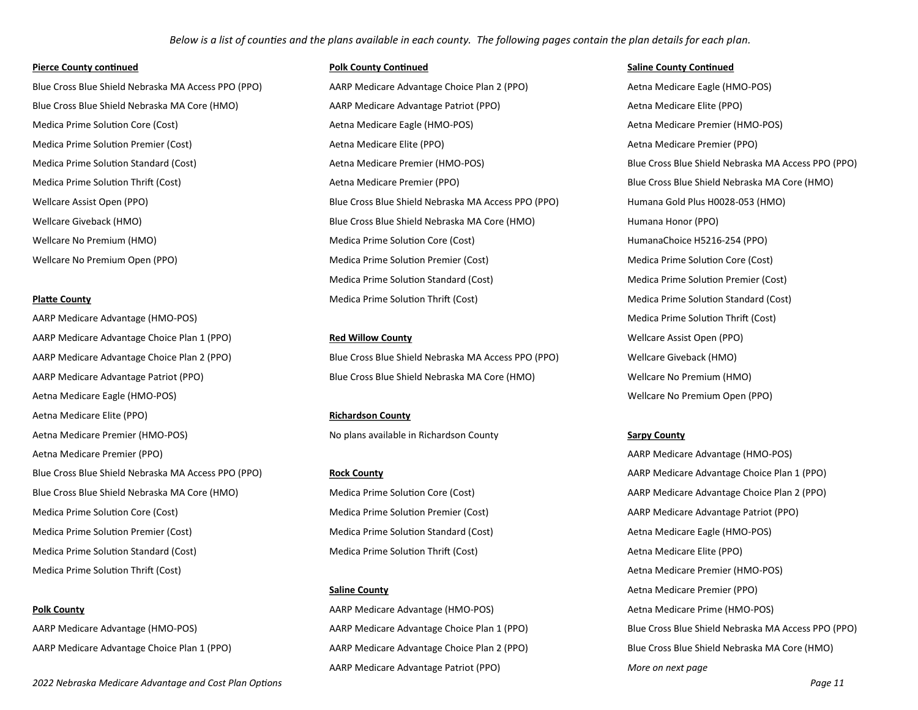*Below is a list of counties and the plans available in each county. The following pages contain the plan details for each plan.*

**Pierce County continued**

Blue Cross Blue Shield Nebraska MA Access PPO (PPO)

Blue Cross Blue Shield Nebraska MA Core (HMO)

Medica Prime Solution Core (Cost)

Medica Prime Solution Premier (Cost)

Medica Prime Solution Standard (Cost)

Medica Prime Solution Thrift (Cost)

Wellcare Assist Open (PPO)

Wellcare Giveback (HMO)

Wellcare No Premium (HMO)

Wellcare No Premium Open (PPO)

**Platte County**

AARP Medicare Advantage (HMO-POS)

AARP Medicare Advantage Choice Plan 1 (PPO)

AARP Medicare Advantage Choice Plan 2 (PPO)

AARP Medicare Advantage Patriot (PPO)

Aetna Medicare Eagle (HMO-POS)

Aetna Medicare Elite (PPO)

Aetna Medicare Premier (HMO-POS)

Aetna Medicare Premier (PPO)

Blue Cross Blue Shield Nebraska MA Access PPO (PPO)

Blue Cross Blue Shield Nebraska MA Core (HMO)

Medica Prime Solution Core (Cost)

Medica Prime Solution Premier (Cost)

Medica Prime Solution Standard (Cost)

Medica Prime Solution Thrift (Cost)

**Polk County**

AARP Medicare Advantage (HMO-POS)

AARP Medicare Advantage Choice Plan 1 (PPO)

**Polk County Continued**

AARP Medicare Advantage Choice Plan 2 (PPO)

AARP Medicare Advantage Patriot (PPO)

Aetna Medicare Eagle (HMO-POS)

Aetna Medicare Elite (PPO)

Aetna Medicare Premier (HMO-POS)

Aetna Medicare Premier (PPO)

Blue Cross Blue Shield Nebraska MA Access PPO (PPO)

Blue Cross Blue Shield Nebraska MA Core (HMO)

Medica Prime Solution Core (Cost)

Medica Prime Solution Premier (Cost)

Medica Prime Solution Standard (Cost)

Medica Prime Solution Thrift (Cost)

**Red Willow County**

Blue Cross Blue Shield Nebraska MA Access PPO (PPO)

Blue Cross Blue Shield Nebraska MA Core (HMO)

**Richardson County**

No plans available in Richardson County

**Rock County**

Medica Prime Solution Core (Cost)

Medica Prime Solution Premier (Cost)

Medica Prime Solution Standard (Cost)

Medica Prime Solution Thrift (Cost)

**Saline County**

AARP Medicare Advantage (HMO-POS)

AARP Medicare Advantage Choice Plan 1 (PPO)

AARP Medicare Advantage Choice Plan 2 (PPO)

AARP Medicare Advantage Patriot (PPO)

**Saline County Continued**

Aetna Medicare Eagle (HMO-POS)

Aetna Medicare Elite (PPO)

Aetna Medicare Premier (HMO-POS)

Aetna Medicare Premier (PPO)

Blue Cross Blue Shield Nebraska MA Access PPO (PPO)

Blue Cross Blue Shield Nebraska MA Core (HMO)

Humana Gold Plus H0028-053 (HMO)

Humana Honor (PPO)

HumanaChoice H5216-254 (PPO)

Medica Prime Solution Core (Cost)

Medica Prime Solution Premier (Cost)

Medica Prime Solution Standard (Cost)

Medica Prime Solution Thrift (Cost)

Wellcare Assist Open (PPO)

Wellcare Giveback (HMO)

Wellcare No Premium (HMO)

Wellcare No Premium Open (PPO)

**Sarpy County**

AARP Medicare Advantage (HMO-POS)

AARP Medicare Advantage Choice Plan 1 (PPO)

AARP Medicare Advantage Choice Plan 2 (PPO)

AARP Medicare Advantage Patriot (PPO)

Aetna Medicare Eagle (HMO-POS)

Aetna Medicare Elite (PPO)

Aetna Medicare Premier (HMO-POS)

Aetna Medicare Premier (PPO)

Aetna Medicare Prime (HMO-POS)

Blue Cross Blue Shield Nebraska MA Access PPO (PPO)

Blue Cross Blue Shield Nebraska MA Core (HMO)

*More on next page*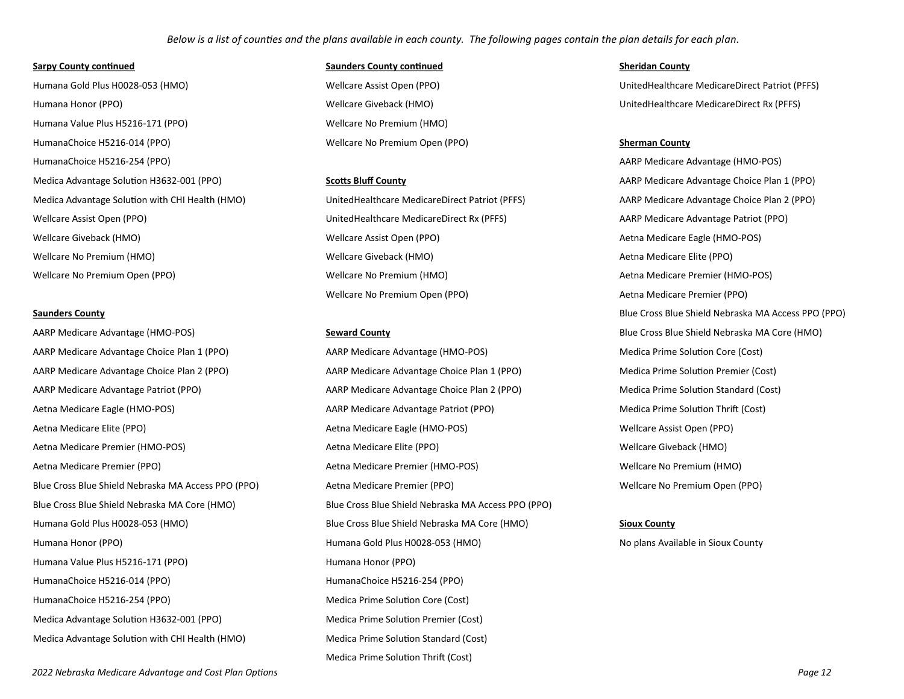*Below is a list of counties and the plans available in each county. The following pages contain the plan details for each plan.*

**Sarpy County continued**

Humana Gold Plus H0028-053 (HMO)

Humana Honor (PPO)

Humana Value Plus H5216-171 (PPO)

HumanaChoice H5216-014 (PPO)

HumanaChoice H5216-254 (PPO)

Medica Advantage Solution H3632-001 (PPO)

Medica Advantage Solution with CHI Health (HMO)

Wellcare Assist Open (PPO)

Wellcare Giveback (HMO)

Wellcare No Premium (HMO)

Wellcare No Premium Open (PPO)

**Saunders County**

AARP Medicare Advantage (HMO-POS)

AARP Medicare Advantage Choice Plan 1 (PPO)

AARP Medicare Advantage Choice Plan 2 (PPO)

AARP Medicare Advantage Patriot (PPO)

Aetna Medicare Eagle (HMO-POS)

Aetna Medicare Elite (PPO)

Aetna Medicare Premier (HMO-POS)

Aetna Medicare Premier (PPO)

Blue Cross Blue Shield Nebraska MA Access PPO (PPO)

Blue Cross Blue Shield Nebraska MA Core (HMO)

Humana Gold Plus H0028-053 (HMO)

Humana Honor (PPO)

Humana Value Plus H5216-171 (PPO)

HumanaChoice H5216-014 (PPO)

HumanaChoice H5216-254 (PPO)

Medica Advantage Solution H3632-001 (PPO)

Medica Advantage Solution with CHI Health (HMO)

**Saunders County continued**

Wellcare Assist Open (PPO)

Wellcare Giveback (HMO)

Wellcare No Premium (HMO)

Wellcare No Premium Open (PPO)

**Scotts Bluff County**

UnitedHealthcare MedicareDirect Patriot (PFFS)

UnitedHealthcare MedicareDirect Rx (PFFS)

Wellcare Assist Open (PPO)

Wellcare Giveback (HMO)

Wellcare No Premium (HMO)

Wellcare No Premium Open (PPO)

**Seward County**

AARP Medicare Advantage (HMO-POS)

AARP Medicare Advantage Choice Plan 1 (PPO)

AARP Medicare Advantage Choice Plan 2 (PPO)

AARP Medicare Advantage Patriot (PPO)

Aetna Medicare Eagle (HMO-POS)

Aetna Medicare Elite (PPO)

Aetna Medicare Premier (HMO-POS)

Aetna Medicare Premier (PPO)

Blue Cross Blue Shield Nebraska MA Access PPO (PPO)

Blue Cross Blue Shield Nebraska MA Core (HMO)

Humana Gold Plus H0028-053 (HMO)

Humana Honor (PPO)

HumanaChoice H5216-254 (PPO)

Medica Prime Solution Core (Cost)

Medica Prime Solution Premier (Cost)

Medica Prime Solution Standard (Cost)

Medica Prime Solution Thrift (Cost)

**Sheridan County**

UnitedHealthcare MedicareDirect Patriot (PFFS)

UnitedHealthcare MedicareDirect Rx (PFFS)

**Sherman County**

AARP Medicare Advantage (HMO-POS)

AARP Medicare Advantage Choice Plan 1 (PPO)

AARP Medicare Advantage Choice Plan 2 (PPO)

AARP Medicare Advantage Patriot (PPO)

Aetna Medicare Eagle (HMO-POS)

Aetna Medicare Elite (PPO)

Aetna Medicare Premier (HMO-POS)

Aetna Medicare Premier (PPO)

Blue Cross Blue Shield Nebraska MA Access PPO (PPO)

Blue Cross Blue Shield Nebraska MA Core (HMO)

Medica Prime Solution Core (Cost)

Medica Prime Solution Premier (Cost)

Medica Prime Solution Standard (Cost)

Medica Prime Solution Thrift (Cost)

Wellcare Assist Open (PPO)

Wellcare Giveback (HMO)

Wellcare No Premium (HMO)

Wellcare No Premium Open (PPO)

**Sioux County**

No plans Available in Sioux County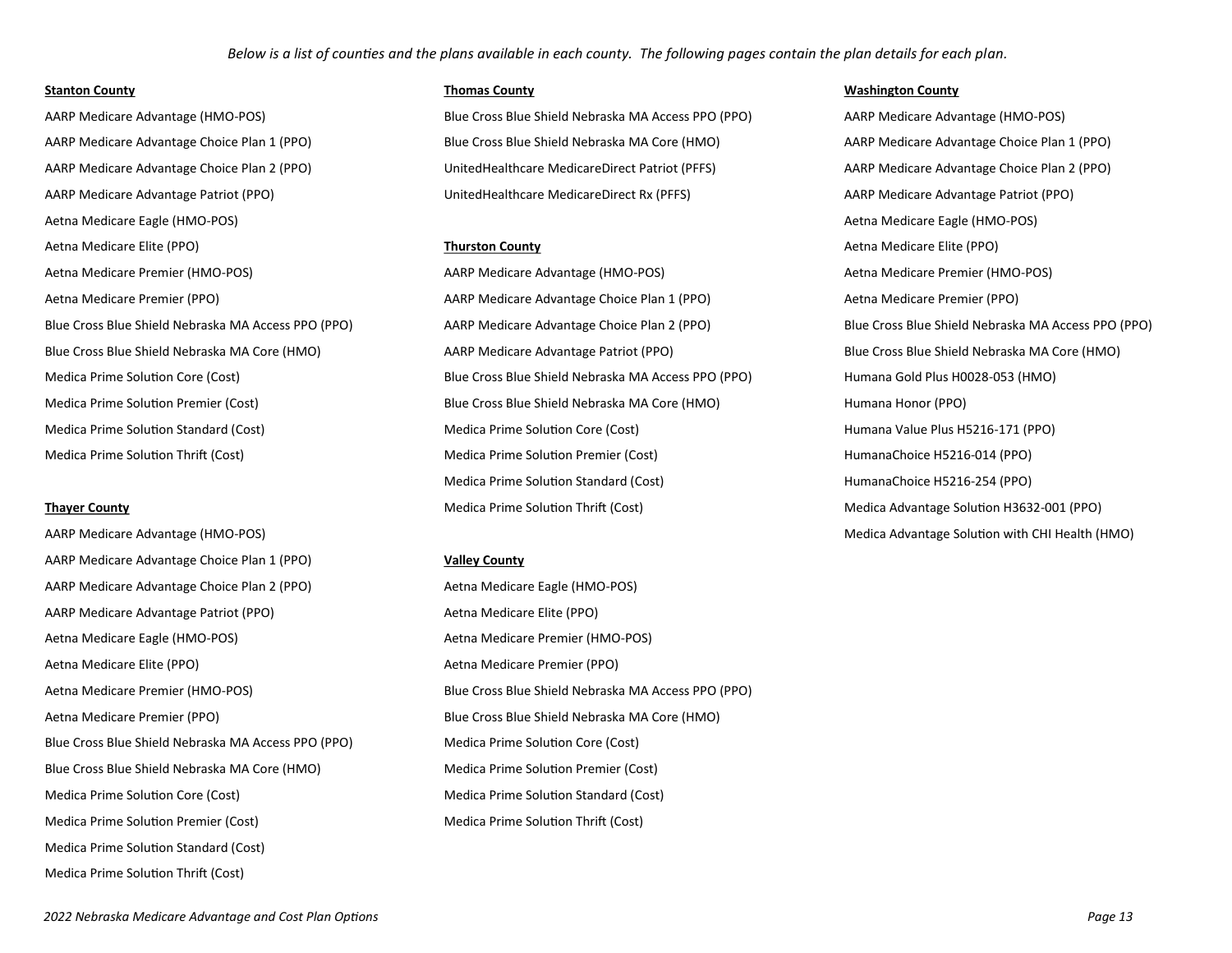*Below is a list of counties and the plans available in each county. The following pages contain the plan details for each plan.*

**Stanton County**

AARP Medicare Advantage (HMO-POS)
AARP Medicare Advantage Choice Plan 1 (PPO)
AARP Medicare Advantage Choice Plan 2 (PPO)
AARP Medicare Advantage Patriot (PPO)
Aetna Medicare Eagle (HMO-POS)
Aetna Medicare Elite (PPO)
Aetna Medicare Premier (HMO-POS)
Aetna Medicare Premier (PPO)
Blue Cross Blue Shield Nebraska MA Access PPO (PPO)
Blue Cross Blue Shield Nebraska MA Core (HMO)
Medica Prime Solution Core (Cost)
Medica Prime Solution Premier (Cost)
Medica Prime Solution Standard (Cost)
Medica Prime Solution Thrift (Cost)

**Thayer County**

AARP Medicare Advantage (HMO-POS)
AARP Medicare Advantage Choice Plan 1 (PPO)
AARP Medicare Advantage Choice Plan 2 (PPO)
AARP Medicare Advantage Patriot (PPO)
Aetna Medicare Eagle (HMO-POS)
Aetna Medicare Elite (PPO)
Aetna Medicare Premier (HMO-POS)
Aetna Medicare Premier (PPO)
Blue Cross Blue Shield Nebraska MA Access PPO (PPO)
Blue Cross Blue Shield Nebraska MA Core (HMO)
Medica Prime Solution Core (Cost)
Medica Prime Solution Premier (Cost)
Medica Prime Solution Standard (Cost)
Medica Prime Solution Thrift (Cost)

**Thomas County**

Blue Cross Blue Shield Nebraska MA Access PPO (PPO)
Blue Cross Blue Shield Nebraska MA Core (HMO)
UnitedHealthcare MedicareDirect Patriot (PFFS)
UnitedHealthcare MedicareDirect Rx (PFFS)

**Thurston County**

AARP Medicare Advantage (HMO-POS)
AARP Medicare Advantage Choice Plan 1 (PPO)
AARP Medicare Advantage Choice Plan 2 (PPO)
AARP Medicare Advantage Patriot (PPO)
Blue Cross Blue Shield Nebraska MA Access PPO (PPO)
Blue Cross Blue Shield Nebraska MA Core (HMO)
Medica Prime Solution Core (Cost)
Medica Prime Solution Premier (Cost)
Medica Prime Solution Standard (Cost)
Medica Prime Solution Thrift (Cost)

**Valley County**

Aetna Medicare Eagle (HMO-POS)
Aetna Medicare Elite (PPO)
Aetna Medicare Premier (HMO-POS)
Aetna Medicare Premier (PPO)
Blue Cross Blue Shield Nebraska MA Access PPO (PPO)
Blue Cross Blue Shield Nebraska MA Core (HMO)
Medica Prime Solution Core (Cost)
Medica Prime Solution Premier (Cost)
Medica Prime Solution Standard (Cost)
Medica Prime Solution Thrift (Cost)

**Washington County**

AARP Medicare Advantage (HMO-POS)
AARP Medicare Advantage Choice Plan 1 (PPO)
AARP Medicare Advantage Choice Plan 2 (PPO)
AARP Medicare Advantage Patriot (PPO)
Aetna Medicare Eagle (HMO-POS)
Aetna Medicare Elite (PPO)
Aetna Medicare Premier (HMO-POS)
Aetna Medicare Premier (PPO)
Blue Cross Blue Shield Nebraska MA Access PPO (PPO)
Blue Cross Blue Shield Nebraska MA Core (HMO)
Humana Gold Plus H0028-053 (HMO)
Humana Honor (PPO)
Humana Value Plus H5216-171 (PPO)
HumanaChoice H5216-014 (PPO)
HumanaChoice H5216-254 (PPO)
Medica Advantage Solution H3632-001 (PPO)
Medica Advantage Solution with CHI Health (HMO)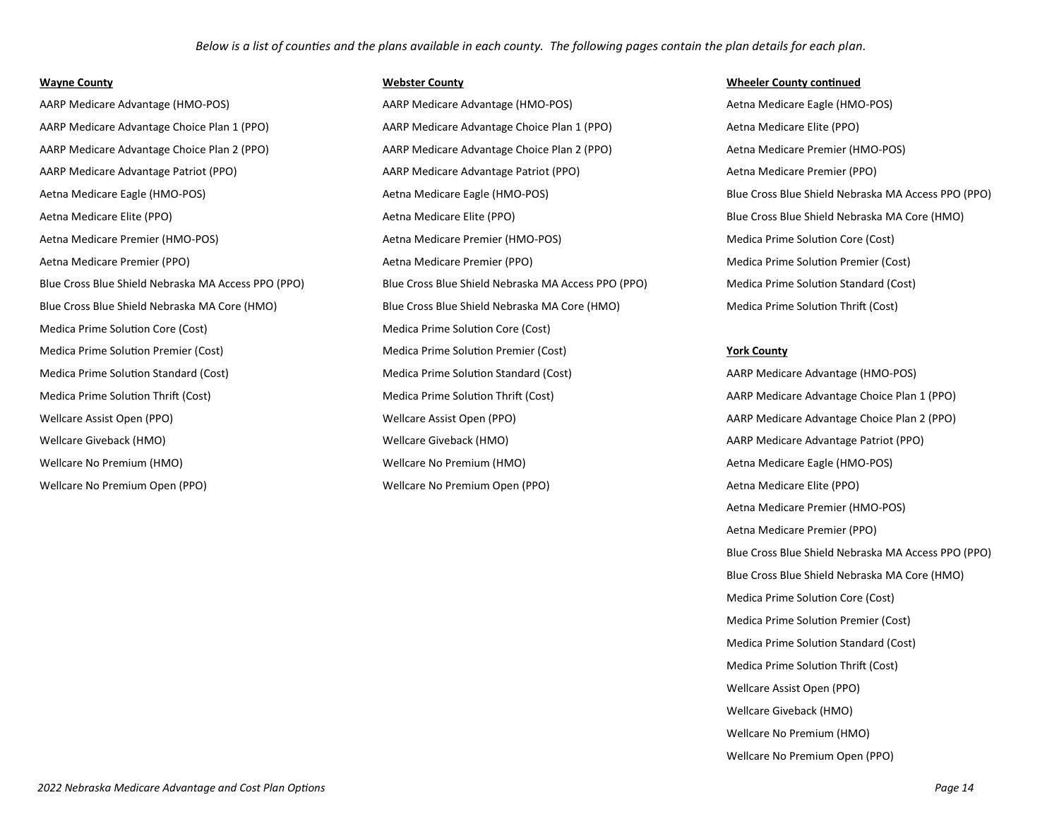*Below is a list of counties and the plans available in each county. The following pages contain the plan details for each plan.*

**Wayne County**

AARP Medicare Advantage (HMO-POS)

AARP Medicare Advantage Choice Plan 1 (PPO)

AARP Medicare Advantage Choice Plan 2 (PPO)

AARP Medicare Advantage Patriot (PPO)

Aetna Medicare Eagle (HMO-POS)

Aetna Medicare Elite (PPO)

Aetna Medicare Premier (HMO-POS)

Aetna Medicare Premier (PPO)

Blue Cross Blue Shield Nebraska MA Access PPO (PPO)

Blue Cross Blue Shield Nebraska MA Core (HMO)

Medica Prime Solution Core (Cost)

Medica Prime Solution Premier (Cost)

Medica Prime Solution Standard (Cost)

Medica Prime Solution Thrift (Cost)

Wellcare Assist Open (PPO)

Wellcare Giveback (HMO)

Wellcare No Premium (HMO)

Wellcare No Premium Open (PPO)

**Webster County**

AARP Medicare Advantage (HMO-POS)

AARP Medicare Advantage Choice Plan 1 (PPO)

AARP Medicare Advantage Choice Plan 2 (PPO)

AARP Medicare Advantage Patriot (PPO)

Aetna Medicare Eagle (HMO-POS)

Aetna Medicare Elite (PPO)

Aetna Medicare Premier (HMO-POS)

Aetna Medicare Premier (PPO)

Blue Cross Blue Shield Nebraska MA Access PPO (PPO)

Blue Cross Blue Shield Nebraska MA Core (HMO)

Medica Prime Solution Core (Cost)

Medica Prime Solution Premier (Cost)

Medica Prime Solution Standard (Cost)

Medica Prime Solution Thrift (Cost)

Wellcare Assist Open (PPO)

Wellcare Giveback (HMO)

Wellcare No Premium (HMO)

Wellcare No Premium Open (PPO)

**Wheeler County continued**

Aetna Medicare Eagle (HMO-POS)

Aetna Medicare Elite (PPO)

Aetna Medicare Premier (HMO-POS)

Aetna Medicare Premier (PPO)

Blue Cross Blue Shield Nebraska MA Access PPO (PPO)

Blue Cross Blue Shield Nebraska MA Core (HMO)

Medica Prime Solution Core (Cost)

Medica Prime Solution Premier (Cost)

Medica Prime Solution Standard (Cost)

Medica Prime Solution Thrift (Cost)

**York County**

AARP Medicare Advantage (HMO-POS)

AARP Medicare Advantage Choice Plan 1 (PPO)

AARP Medicare Advantage Choice Plan 2 (PPO)

AARP Medicare Advantage Patriot (PPO)

Aetna Medicare Eagle (HMO-POS)

Aetna Medicare Elite (PPO)

Aetna Medicare Premier (HMO-POS)

Aetna Medicare Premier (PPO)

Blue Cross Blue Shield Nebraska MA Access PPO (PPO)

Blue Cross Blue Shield Nebraska MA Core (HMO)

Medica Prime Solution Core (Cost)

Medica Prime Solution Premier (Cost)

Medica Prime Solution Standard (Cost)

Medica Prime Solution Thrift (Cost)

Wellcare Assist Open (PPO)

Wellcare Giveback (HMO)

Wellcare No Premium (HMO)

Wellcare No Premium Open (PPO)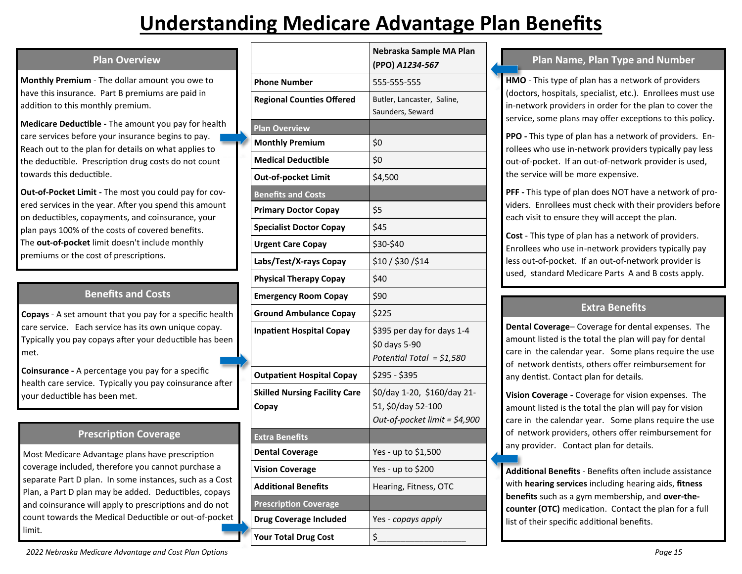# Understanding Medicare Advantage Plan Benefits

## Plan Overview

**Monthly Premium** - The dollar amount you owe to have this insurance. Part B premiums are paid in addition to this monthly premium.

**Medicare Deductible -** The amount you pay for health care services before your insurance begins to pay. Reach out to the plan for details on what applies to the deductible. Prescription drug costs do not count towards this deductible.

**Out-of-Pocket Limit -** The most you could pay for covered services in the year. After you spend this amount on deductibles, copayments, and coinsurance, your plan pays 100% of the costs of covered benefits. The **out-of-pocket** limit doesn't include monthly premiums or the cost of prescriptions.

## Benefits and Costs

**Copays** - A set amount that you pay for a specific health care service. Each service has its own unique copay. Typically you pay copays after your deductible has been met.

**Coinsurance -** A percentage you pay for a specific health care service. Typically you pay coinsurance after your deductible has been met.

## Prescription Coverage

Most Medicare Advantage plans have prescription coverage included, therefore you cannot purchase a separate Part D plan. In some instances, such as a Cost Plan, a Part D plan may be added. Deductibles, copays and coinsurance will apply to prescriptions and do not count towards the Medical Deductible or out-of-pocket limit.

| | **Nebraska Sample MA Plan (PPO)** ***A1234-567*** |
|---|---|
| **Phone Number** | 555-555-555 |
| **Regional Counties Offered** | Butler, Lancaster, Saline, Saunders, Seward |
| **Plan Overview** | |
| **Monthly Premium** | $0 |
| **Medical Deductible** | $0 |
| **Out-of-pocket Limit** | $4,500 |
| **Benefits and Costs** | |
| **Primary Doctor Copay** | $5 |
| **Specialist Doctor Copay** | $45 |
| **Urgent Care Copay** | $30-$40 |
| **Labs/Test/X-rays Copay** | $10 / $30 /$14 |
| **Physical Therapy Copay** | $40 |
| **Emergency Room Copay** | $90 |
| **Ground Ambulance Copay** | $225 |
| **Inpatient Hospital Copay** | $395 per day for days 1-4<br>$0 days 5-90<br>*Potential Total = $1,580* |
| **Outpatient Hospital Copay** | $295 - $395 |
| **Skilled Nursing Facility Care Copay** | $0/day 1-20, $160/day 21-51, $0/day 52-100<br>*Out-of-pocket limit = $4,900* |
| **Extra Benefits** | |
| **Dental Coverage** | Yes - up to $1,500 |
| **Vision Coverage** | Yes - up to $200 |
| **Additional Benefits** | Hearing, Fitness, OTC |
| **Prescription Coverage** | |
| **Drug Coverage Included** | Yes - *copays apply* |
| **Your Total Drug Cost** | $_________________ |

## Plan Name, Plan Type and Number

**HMO** - This type of plan has a network of providers (doctors, hospitals, specialist, etc.). Enrollees must use in-network providers in order for the plan to cover the service, some plans may offer exceptions to this policy.

**PPO -** This type of plan has a network of providers. Enrollees who use in-network providers typically pay less out-of-pocket. If an out-of-network provider is used, the service will be more expensive.

**PFF -** This type of plan does NOT have a network of providers. Enrollees must check with their providers before each visit to ensure they will accept the plan.

**Cost** - This type of plan has a network of providers. Enrollees who use in-network providers typically pay less out-of-pocket. If an out-of-network provider is used, standard Medicare Parts A and B costs apply.

## Extra Benefits

**Dental Coverage**– Coverage for dental expenses. The amount listed is the total the plan will pay for dental care in the calendar year. Some plans require the use of network dentists, others offer reimbursement for any dentist. Contact plan for details.

**Vision Coverage -** Coverage for vision expenses. The amount listed is the total the plan will pay for vision care in the calendar year. Some plans require the use of network providers, others offer reimbursement for any provider. Contact plan for details.

**Additional Benefits** - Benefits often include assistance with **hearing services** including hearing aids, **fitness benefits** such as a gym membership, and **over-the-counter (OTC)** medication. Contact the plan for a full list of their specific additional benefits.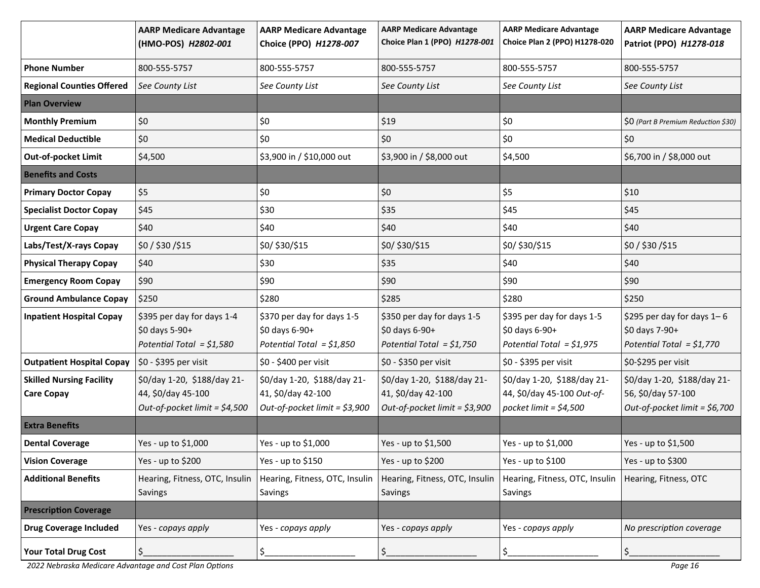| | **AARP Medicare Advantage (HMO-POS)** *H2802-001* | **AARP Medicare Advantage Choice (PPO)** *H1278-007* | **AARP Medicare Advantage Choice Plan 1 (PPO)** *H1278-001* | **AARP Medicare Advantage Choice Plan 2 (PPO) H1278-020** | **AARP Medicare Advantage Patriot (PPO)** *H1278-018* |
|---|---|---|---|---|---|
| **Phone Number** | 800-555-5757 | 800-555-5757 | 800-555-5757 | 800-555-5757 | 800-555-5757 |
| **Regional Counties Offered** | *See County List* | *See County List* | *See County List* | *See County List* | *See County List* |
| **Plan Overview** | | | | | |
| **Monthly Premium** | $0 | $0 | $19 | $0 | $0 *(Part B Premium Reduction $30)* |
| **Medical Deductible** | $0 | $0 | $0 | $0 | $0 |
| **Out-of-pocket Limit** | $4,500 | $3,900 in / $10,000 out | $3,900 in / $8,000 out | $4,500 | $6,700 in / $8,000 out |
| **Benefits and Costs** | | | | | |
| **Primary Doctor Copay** | $5 | $0 | $0 | $5 | $10 |
| **Specialist Doctor Copay** | $45 | $30 | $35 | $45 | $45 |
| **Urgent Care Copay** | $40 | $40 | $40 | $40 | $40 |
| **Labs/Test/X-rays Copay** | $0 / $30 /$15 | $0/ $30/$15 | $0/ $30/$15 | $0/ $30/$15 | $0 / $30 /$15 |
| **Physical Therapy Copay** | $40 | $30 | $35 | $40 | $40 |
| **Emergency Room Copay** | $90 | $90 | $90 | $90 | $90 |
| **Ground Ambulance Copay** | $250 | $280 | $285 | $280 | $250 |
| **Inpatient Hospital Copay** | $395 per day for days 1-4 $0 days 5-90+ *Potential Total = $1,580* | $370 per day for days 1-5 $0 days 6-90+ *Potential Total = $1,850* | $350 per day for days 1-5 $0 days 6-90+ *Potential Total = $1,750* | $395 per day for days 1-5 $0 days 6-90+ *Potential Total = $1,975* | $295 per day for days 1– 6 $0 days 7-90+ *Potential Total = $1,770* |
| **Outpatient Hospital Copay** | $0 - $395 per visit | $0 - $400 per visit | $0 - $350 per visit | $0 - $395 per visit | $0-$295 per visit |
| **Skilled Nursing Facility Care Copay** | $0/day 1-20, $188/day 21-44, $0/day 45-100 *Out-of-pocket limit = $4,500* | $0/day 1-20, $188/day 21-41, $0/day 42-100 *Out-of-pocket limit = $3,900* | $0/day 1-20, $188/day 21-41, $0/day 42-100 *Out-of-pocket limit = $3,900* | $0/day 1-20, $188/day 21-44, $0/day 45-100 *Out-of-pocket limit = $4,500* | $0/day 1-20, $188/day 21-56, $0/day 57-100 *Out-of-pocket limit = $6,700* |
| **Extra Benefits** | | | | | |
| **Dental Coverage** | Yes - up to $1,000 | Yes - up to $1,000 | Yes - up to $1,500 | Yes - up to $1,000 | Yes - up to $1,500 |
| **Vision Coverage** | Yes - up to $200 | Yes - up to $150 | Yes - up to $200 | Yes - up to $100 | Yes - up to $300 |
| **Additional Benefits** | Hearing, Fitness, OTC, Insulin Savings | Hearing, Fitness, OTC, Insulin Savings | Hearing, Fitness, OTC, Insulin Savings | Hearing, Fitness, OTC, Insulin Savings | Hearing, Fitness, OTC |
| **Prescription Coverage** | | | | | |
| **Drug Coverage Included** | Yes - *copays apply* | Yes - *copays apply* | Yes - *copays apply* | Yes - *copays apply* | *No prescription coverage* |
| **Your Total Drug Cost** | $__________________ | $__________________ | $__________________ | $__________________ | $__________________ |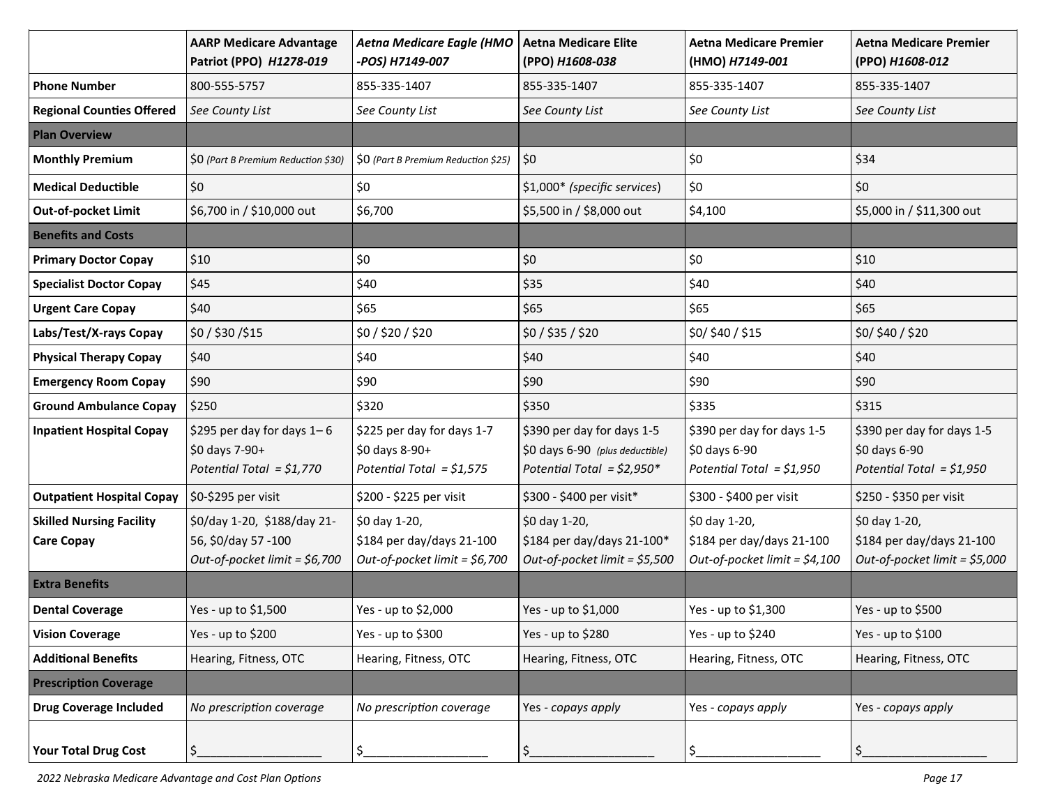| | AARP Medicare Advantage Patriot (PPO) *H1278-019* | *Aetna Medicare Eagle (HMO-POS) H7149-007* | Aetna Medicare Elite (PPO) *H1608-038* | Aetna Medicare Premier (HMO) *H7149-001* | Aetna Medicare Premier (PPO) *H1608-012* |
|---|---|---|---|---|---|
| **Phone Number** | 800-555-5757 | 855-335-1407 | 855-335-1407 | 855-335-1407 | 855-335-1407 |
| **Regional Counties Offered** | *See County List* | *See County List* | *See County List* | *See County List* | *See County List* |
| **Plan Overview** | | | | | |
| **Monthly Premium** | $0 *(Part B Premium Reduction $30)* | $0 *(Part B Premium Reduction $25)* | $0 | $0 | $34 |
| **Medical Deductible** | $0 | $0 | $1,000* *(specific services)* | $0 | $0 |
| **Out-of-pocket Limit** | $6,700 in / $10,000 out | $6,700 | $5,500 in / $8,000 out | $4,100 | $5,000 in / $11,300 out |
| **Benefits and Costs** | | | | | |
| **Primary Doctor Copay** | $10 | $0 | $0 | $0 | $10 |
| **Specialist Doctor Copay** | $45 | $40 | $35 | $40 | $40 |
| **Urgent Care Copay** | $40 | $65 | $65 | $65 | $65 |
| **Labs/Test/X-rays Copay** | $0 / $30 /$15 | $0 / $20 / $20 | $0 / $35 / $20 | $0/ $40 / $15 | $0/ $40 / $20 |
| **Physical Therapy Copay** | $40 | $40 | $40 | $40 | $40 |
| **Emergency Room Copay** | $90 | $90 | $90 | $90 | $90 |
| **Ground Ambulance Copay** | $250 | $320 | $350 | $335 | $315 |
| **Inpatient Hospital Copay** | $295 per day for days 1– 6<br>$0 days 7-90+<br>*Potential Total = $1,770* | $225 per day for days 1-7<br>$0 days 8-90+<br>*Potential Total = $1,575* | $390 per day for days 1-5<br>$0 days 6-90 *(plus deductible)*<br>*Potential Total = $2,950** | $390 per day for days 1-5<br>$0 days 6-90<br>*Potential Total = $1,950* | $390 per day for days 1-5<br>$0 days 6-90<br>*Potential Total = $1,950* |
| **Outpatient Hospital Copay** | $0-$295 per visit | $200 - $225 per visit | $300 - $400 per visit* | $300 - $400 per visit | $250 - $350 per visit |
| **Skilled Nursing Facility Care Copay** | $0/day 1-20, $188/day 21-56, $0/day 57 -100<br>*Out-of-pocket limit = $6,700* | $0 day 1-20,<br>$184 per day/days 21-100<br>*Out-of-pocket limit = $6,700* | $0 day 1-20,<br>$184 per day/days 21-100*<br>*Out-of-pocket limit = $5,500* | $0 day 1-20,<br>$184 per day/days 21-100<br>*Out-of-pocket limit = $4,100* | $0 day 1-20,<br>$184 per day/days 21-100<br>*Out-of-pocket limit = $5,000* |
| **Extra Benefits** | | | | | |
| **Dental Coverage** | Yes - up to $1,500 | Yes - up to $2,000 | Yes - up to $1,000 | Yes - up to $1,300 | Yes - up to $500 |
| **Vision Coverage** | Yes - up to $200 | Yes - up to $300 | Yes - up to $280 | Yes - up to $240 | Yes - up to $100 |
| **Additional Benefits** | Hearing, Fitness, OTC | Hearing, Fitness, OTC | Hearing, Fitness, OTC | Hearing, Fitness, OTC | Hearing, Fitness, OTC |
| **Prescription Coverage** | | | | | |
| **Drug Coverage Included** | *No prescription coverage* | *No prescription coverage* | Yes - *copays apply* | Yes - *copays apply* | Yes - *copays apply* |
| **Your Total Drug Cost** | $__________________ | $__________________ | $__________________ | $__________________ | $__________________ |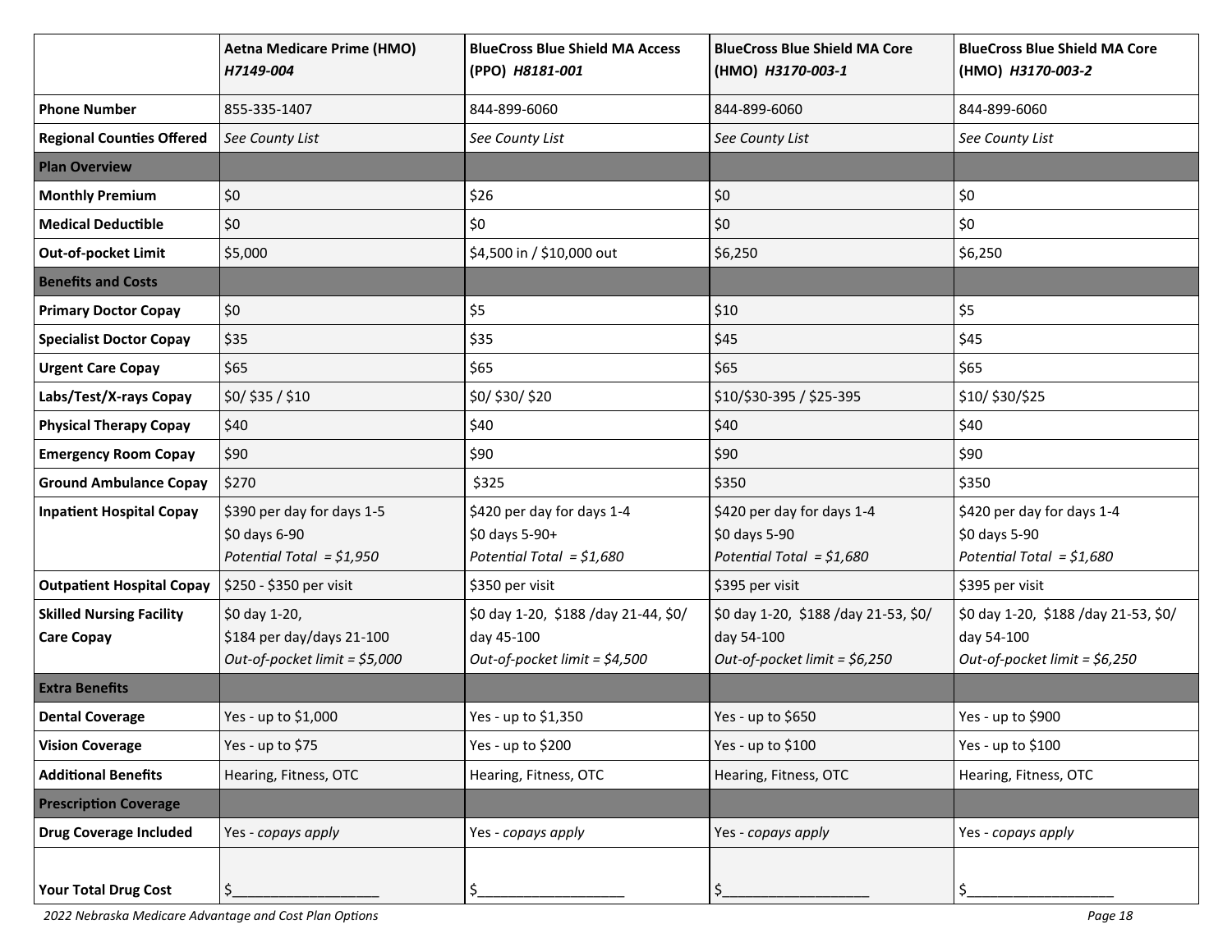| | Aetna Medicare Prime (HMO) *H7149-004* | BlueCross Blue Shield MA Access (PPO) *H8181-001* | BlueCross Blue Shield MA Core (HMO) *H3170-003-1* | BlueCross Blue Shield MA Core (HMO) *H3170-003-2* |
|---|---|---|---|---|
| **Phone Number** | 855-335-1407 | 844-899-6060 | 844-899-6060 | 844-899-6060 |
| **Regional Counties Offered** | *See County List* | *See County List* | *See County List* | *See County List* |
| **Plan Overview** | | | | |
| **Monthly Premium** | $0 | $26 | $0 | $0 |
| **Medical Deductible** | $0 | $0 | $0 | $0 |
| **Out-of-pocket Limit** | $5,000 | $4,500 in / $10,000 out | $6,250 | $6,250 |
| **Benefits and Costs** | | | | |
| **Primary Doctor Copay** | $0 | $5 | $10 | $5 |
| **Specialist Doctor Copay** | $35 | $35 | $45 | $45 |
| **Urgent Care Copay** | $65 | $65 | $65 | $65 |
| **Labs/Test/X-rays Copay** | $0/ $35 / $10 | $0/ $30/ $20 | $10/$30-395 / $25-395 | $10/ $30/$25 |
| **Physical Therapy Copay** | $40 | $40 | $40 | $40 |
| **Emergency Room Copay** | $90 | $90 | $90 | $90 |
| **Ground Ambulance Copay** | $270 | $325 | $350 | $350 |
| **Inpatient Hospital Copay** | $390 per day for days 1-5<br>$0 days 6-90<br>*Potential Total = $1,950* | $420 per day for days 1-4<br>$0 days 5-90+<br>*Potential Total = $1,680* | $420 per day for days 1-4<br>$0 days 5-90<br>*Potential Total = $1,680* | $420 per day for days 1-4<br>$0 days 5-90<br>*Potential Total = $1,680* |
| **Outpatient Hospital Copay** | $250 - $350 per visit | $350 per visit | $395 per visit | $395 per visit |
| **Skilled Nursing Facility Care Copay** | $0 day 1-20,<br>$184 per day/days 21-100<br>*Out-of-pocket limit = $5,000* | $0 day 1-20, $188 /day 21-44, $0/ day 45-100<br>*Out-of-pocket limit = $4,500* | $0 day 1-20, $188 /day 21-53, $0/ day 54-100<br>*Out-of-pocket limit = $6,250* | $0 day 1-20, $188 /day 21-53, $0/ day 54-100<br>*Out-of-pocket limit = $6,250* |
| **Extra Benefits** | | | | |
| **Dental Coverage** | Yes - up to $1,000 | Yes - up to $1,350 | Yes - up to $650 | Yes - up to $900 |
| **Vision Coverage** | Yes - up to $75 | Yes - up to $200 | Yes - up to $100 | Yes - up to $100 |
| **Additional Benefits** | Hearing, Fitness, OTC | Hearing, Fitness, OTC | Hearing, Fitness, OTC | Hearing, Fitness, OTC |
| **Prescription Coverage** | | | | |
| **Drug Coverage Included** | Yes - *copays apply* | Yes - *copays apply* | Yes - *copays apply* | Yes - *copays apply* |
| **Your Total Drug Cost** | $__________________ | $__________________ | $__________________ | $__________________ |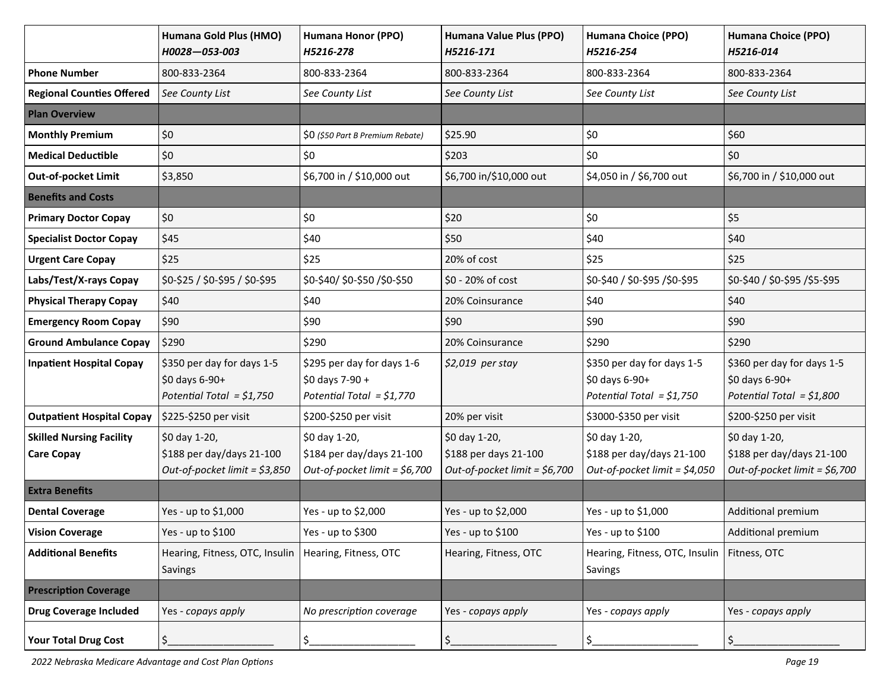| | Humana Gold Plus (HMO) *H0028—053-003* | Humana Honor (PPO) *H5216-278* | Humana Value Plus (PPO) *H5216-171* | Humana Choice (PPO) *H5216-254* | Humana Choice (PPO) *H5216-014* |
|---|---|---|---|---|---|
| **Phone Number** | 800-833-2364 | 800-833-2364 | 800-833-2364 | 800-833-2364 | 800-833-2364 |
| **Regional Counties Offered** | *See County List* | *See County List* | *See County List* | *See County List* | *See County List* |
| **Plan Overview** | | | | | |
| **Monthly Premium** | $0 | $0 *($50 Part B Premium Rebate)* | $25.90 | $0 | $60 |
| **Medical Deductible** | $0 | $0 | $203 | $0 | $0 |
| **Out-of-pocket Limit** | $3,850 | $6,700 in / $10,000 out | $6,700 in/$10,000 out | $4,050 in / $6,700 out | $6,700 in / $10,000 out |
| **Benefits and Costs** | | | | | |
| **Primary Doctor Copay** | $0 | $0 | $20 | $0 | $5 |
| **Specialist Doctor Copay** | $45 | $40 | $50 | $40 | $40 |
| **Urgent Care Copay** | $25 | $25 | 20% of cost | $25 | $25 |
| **Labs/Test/X-rays Copay** | $0-$25 / $0-$95 / $0-$95 | $0-$40/ $0-$50 /$0-$50 | $0 - 20% of cost | $0-$40 / $0-$95 /$0-$95 | $0-$40 / $0-$95 /$5-$95 |
| **Physical Therapy Copay** | $40 | $40 | 20% Coinsurance | $40 | $40 |
| **Emergency Room Copay** | $90 | $90 | $90 | $90 | $90 |
| **Ground Ambulance Copay** | $290 | $290 | 20% Coinsurance | $290 | $290 |
| **Inpatient Hospital Copay** | $350 per day for days 1-5<br>$0 days 6-90+<br>*Potential Total = $1,750* | $295 per day for days 1-6<br>$0 days 7-90 +<br>*Potential Total = $1,770* | *$2,019 per stay* | $350 per day for days 1-5<br>$0 days 6-90+<br>*Potential Total = $1,750* | $360 per day for days 1-5<br>$0 days 6-90+<br>*Potential Total = $1,800* |
| **Outpatient Hospital Copay** | $225-$250 per visit | $200-$250 per visit | 20% per visit | $3000-$350 per visit | $200-$250 per visit |
| **Skilled Nursing Facility Care Copay** | $0 day 1-20,<br>$188 per day/days 21-100<br>*Out-of-pocket limit = $3,850* | $0 day 1-20,<br>$184 per day/days 21-100<br>*Out-of-pocket limit = $6,700* | $0 day 1-20,<br>$188 per days 21-100<br>*Out-of-pocket limit = $6,700* | $0 day 1-20,<br>$188 per day/days 21-100<br>*Out-of-pocket limit = $4,050* | $0 day 1-20,<br>$188 per day/days 21-100<br>*Out-of-pocket limit = $6,700* |
| **Extra Benefits** | | | | | |
| **Dental Coverage** | Yes - up to $1,000 | Yes - up to $2,000 | Yes - up to $2,000 | Yes - up to $1,000 | Additional premium |
| **Vision Coverage** | Yes - up to $100 | Yes - up to $300 | Yes - up to $100 | Yes - up to $100 | Additional premium |
| **Additional Benefits** | Hearing, Fitness, OTC, Insulin Savings | Hearing, Fitness, OTC | Hearing, Fitness, OTC | Hearing, Fitness, OTC, Insulin Savings | Fitness, OTC |
| **Prescription Coverage** | | | | | |
| **Drug Coverage Included** | Yes - *copays apply* | *No prescription coverage* | Yes - *copays apply* | Yes - *copays apply* | Yes - *copays apply* |
| **Your Total Drug Cost** | $__________________ | $__________________ | $__________________ | $__________________ | $__________________ |

*2022 Nebraska Medicare Advantage and Cost Plan Options*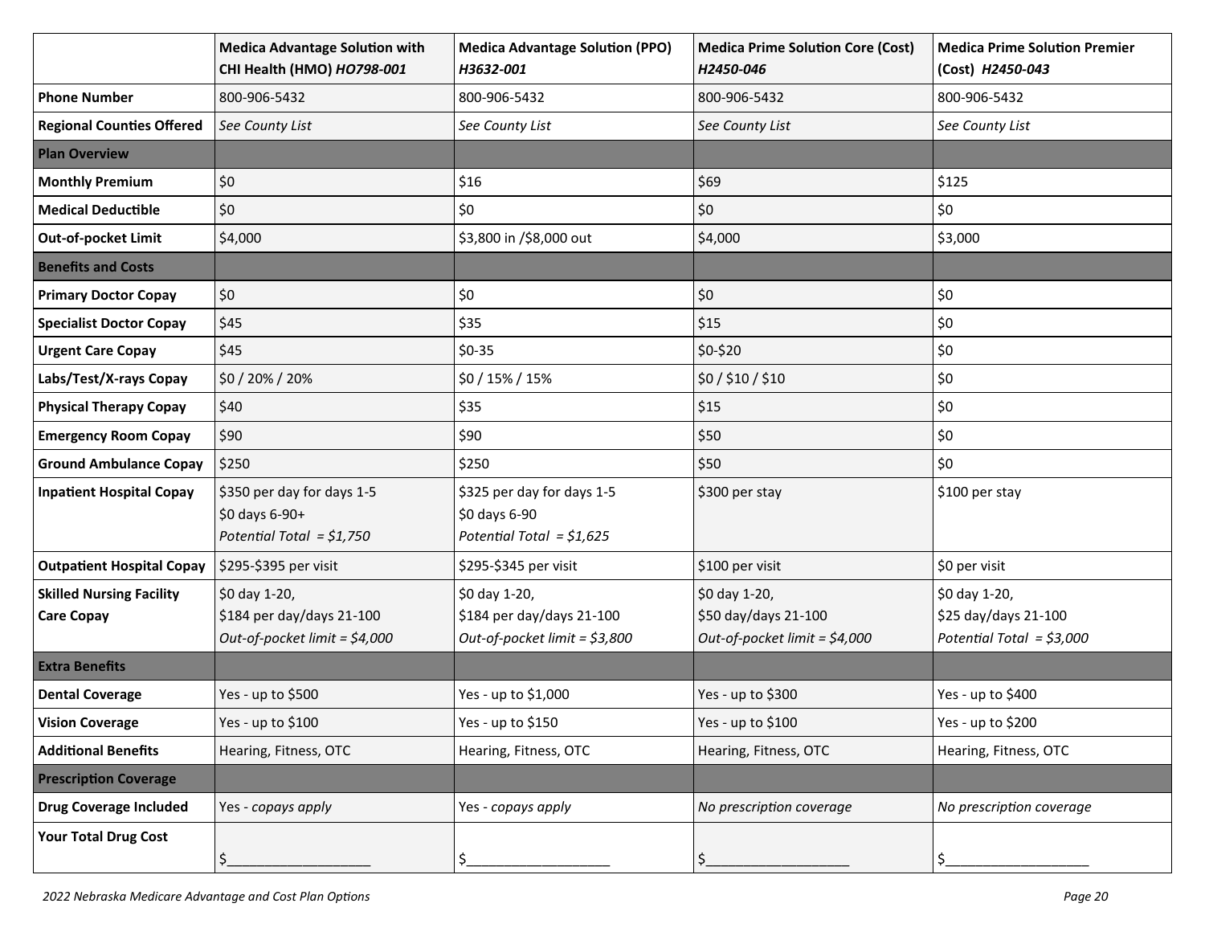| | Medica Advantage Solution with CHI Health (HMO) *HO798-001* | Medica Advantage Solution (PPO) *H3632-001* | Medica Prime Solution Core (Cost) *H2450-046* | Medica Prime Solution Premier (Cost) *H2450-043* |
|---|---|---|---|---|
| **Phone Number** | 800-906-5432 | 800-906-5432 | 800-906-5432 | 800-906-5432 |
| **Regional Counties Offered** | *See County List* | *See County List* | *See County List* | *See County List* |
| **Plan Overview** | | | | |
| **Monthly Premium** | $0 | $16 | $69 | $125 |
| **Medical Deductible** | $0 | $0 | $0 | $0 |
| **Out-of-pocket Limit** | $4,000 | $3,800 in /$8,000 out | $4,000 | $3,000 |
| **Benefits and Costs** | | | | |
| **Primary Doctor Copay** | $0 | $0 | $0 | $0 |
| **Specialist Doctor Copay** | $45 | $35 | $15 | $0 |
| **Urgent Care Copay** | $45 | $0-35 | $0-$20 | $0 |
| **Labs/Test/X-rays Copay** | $0 / 20% / 20% | $0 / 15% / 15% | $0 / $10 / $10 | $0 |
| **Physical Therapy Copay** | $40 | $35 | $15 | $0 |
| **Emergency Room Copay** | $90 | $90 | $50 | $0 |
| **Ground Ambulance Copay** | $250 | $250 | $50 | $0 |
| **Inpatient Hospital Copay** | $350 per day for days 1-5<br>$0 days 6-90+<br>*Potential Total = $1,750* | $325 per day for days 1-5<br>$0 days 6-90<br>*Potential Total = $1,625* | $300 per stay | $100 per stay |
| **Outpatient Hospital Copay** | $295-$395 per visit | $295-$345 per visit | $100 per visit | $0 per visit |
| **Skilled Nursing Facility Care Copay** | $0 day 1-20,<br>$184 per day/days 21-100<br>*Out-of-pocket limit = $4,000* | $0 day 1-20,<br>$184 per day/days 21-100<br>*Out-of-pocket limit = $3,800* | $0 day 1-20,<br>$50 day/days 21-100<br>*Out-of-pocket limit = $4,000* | $0 day 1-20,<br>$25 day/days 21-100<br>*Potential Total = $3,000* |
| **Extra Benefits** | | | | |
| **Dental Coverage** | Yes - up to $500 | Yes - up to $1,000 | Yes - up to $300 | Yes - up to $400 |
| **Vision Coverage** | Yes - up to $100 | Yes - up to $150 | Yes - up to $100 | Yes - up to $200 |
| **Additional Benefits** | Hearing, Fitness, OTC | Hearing, Fitness, OTC | Hearing, Fitness, OTC | Hearing, Fitness, OTC |
| **Prescription Coverage** | | | | |
| **Drug Coverage Included** | Yes - *copays apply* | Yes - *copays apply* | *No prescription coverage* | *No prescription coverage* |
| **Your Total Drug Cost** | $__________________ | $__________________ | $__________________ | $__________________ |

*2022 Nebraska Medicare Advantage and Cost Plan Options*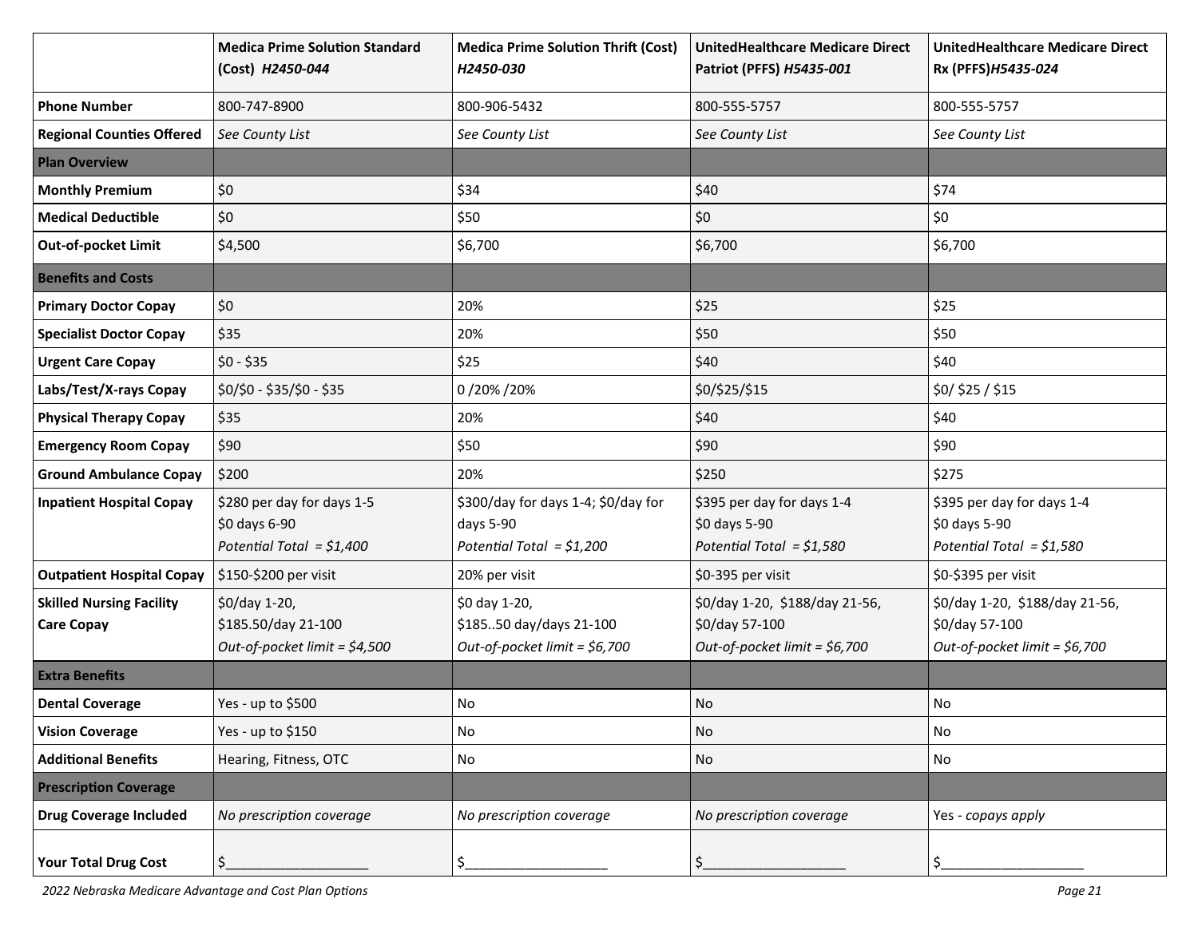| | **Medica Prime Solution Standard (Cost)** ***H2450-044*** | **Medica Prime Solution Thrift (Cost)** ***H2450-030*** | **UnitedHealthcare Medicare Direct Patriot (PFFS)** ***H5435-001*** | **UnitedHealthcare Medicare Direct Rx (PFFS)*****H5435-024*** |
|---|---|---|---|---|
| **Phone Number** | 800-747-8900 | 800-906-5432 | 800-555-5757 | 800-555-5757 |
| **Regional Counties Offered** | *See County List* | *See County List* | *See County List* | *See County List* |
| **Plan Overview** | | | | |
| **Monthly Premium** | $0 | $34 | $40 | $74 |
| **Medical Deductible** | $0 | $50 | $0 | $0 |
| **Out-of-pocket Limit** | $4,500 | $6,700 | $6,700 | $6,700 |
| **Benefits and Costs** | | | | |
| **Primary Doctor Copay** | $0 | 20% | $25 | $25 |
| **Specialist Doctor Copay** | $35 | 20% | $50 | $50 |
| **Urgent Care Copay** | $0 - $35 | $25 | $40 | $40 |
| **Labs/Test/X-rays Copay** | $0/$0 - $35/$0 - $35 | 0 /20% /20% | $0/$25/$15 | $0/ $25 / $15 |
| **Physical Therapy Copay** | $35 | 20% | $40 | $40 |
| **Emergency Room Copay** | $90 | $50 | $90 | $90 |
| **Ground Ambulance Copay** | $200 | 20% | $250 | $275 |
| **Inpatient Hospital Copay** | $280 per day for days 1-5<br>$0 days 6-90<br>*Potential Total = $1,400* | $300/day for days 1-4; $0/day for days 5-90<br>*Potential Total = $1,200* | $395 per day for days 1-4<br>$0 days 5-90<br>*Potential Total = $1,580* | $395 per day for days 1-4<br>$0 days 5-90<br>*Potential Total = $1,580* |
| **Outpatient Hospital Copay** | $150-$200 per visit | 20% per visit | $0-395 per visit | $0-$395 per visit |
| **Skilled Nursing Facility Care Copay** | $0/day 1-20,<br>$185.50/day 21-100<br>*Out-of-pocket limit = $4,500* | $0 day 1-20,<br>$185..50 day/days 21-100<br>*Out-of-pocket limit = $6,700* | $0/day 1-20, $188/day 21-56,<br>$0/day 57-100<br>*Out-of-pocket limit = $6,700* | $0/day 1-20, $188/day 21-56,<br>$0/day 57-100<br>*Out-of-pocket limit = $6,700* |
| **Extra Benefits** | | | | |
| **Dental Coverage** | Yes - up to $500 | No | No | No |
| **Vision Coverage** | Yes - up to $150 | No | No | No |
| **Additional Benefits** | Hearing, Fitness, OTC | No | No | No |
| **Prescription Coverage** | | | | |
| **Drug Coverage Included** | *No prescription coverage* | *No prescription coverage* | *No prescription coverage* | Yes - *copays apply* |
| **Your Total Drug Cost** | $__________________ | $__________________ | $__________________ | $__________________ |

*2022 Nebraska Medicare Advantage and Cost Plan Options*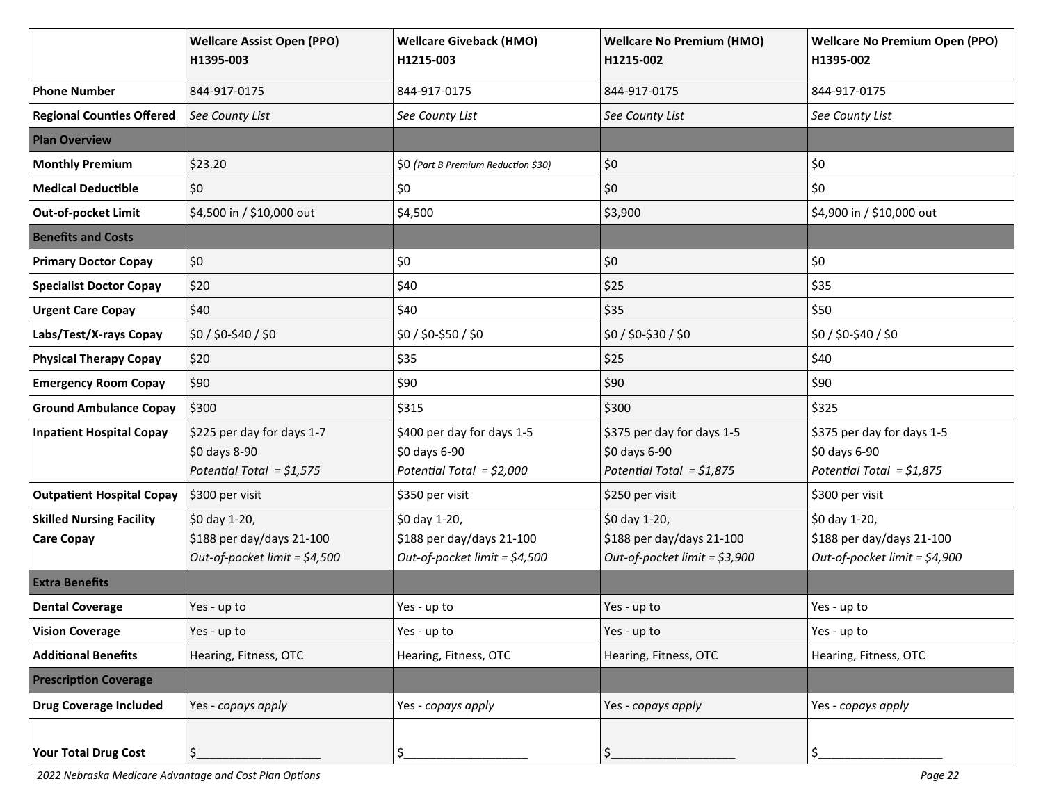| | Wellcare Assist Open (PPO) H1395-003 | Wellcare Giveback (HMO) H1215-003 | Wellcare No Premium (HMO) H1215-002 | Wellcare No Premium Open (PPO) H1395-002 |
|---|---|---|---|---|
| **Phone Number** | 844-917-0175 | 844-917-0175 | 844-917-0175 | 844-917-0175 |
| **Regional Counties Offered** | *See County List* | *See County List* | *See County List* | *See County List* |
| **Plan Overview** | | | | |
| **Monthly Premium** | $23.20 | $0 *(Part B Premium Reduction $30)* | $0 | $0 |
| **Medical Deductible** | $0 | $0 | $0 | $0 |
| **Out-of-pocket Limit** | $4,500 in / $10,000 out | $4,500 | $3,900 | $4,900 in / $10,000 out |
| **Benefits and Costs** | | | | |
| **Primary Doctor Copay** | $0 | $0 | $0 | $0 |
| **Specialist Doctor Copay** | $20 | $40 | $25 | $35 |
| **Urgent Care Copay** | $40 | $40 | $35 | $50 |
| **Labs/Test/X-rays Copay** | $0 / $0-$40 / $0 | $0 / $0-$50 / $0 | $0 / $0-$30 / $0 | $0 / $0-$40 / $0 |
| **Physical Therapy Copay** | $20 | $35 | $25 | $40 |
| **Emergency Room Copay** | $90 | $90 | $90 | $90 |
| **Ground Ambulance Copay** | $300 | $315 | $300 | $325 |
| **Inpatient Hospital Copay** | $225 per day for days 1-7<br>$0 days 8-90<br>*Potential Total = $1,575* | $400 per day for days 1-5<br>$0 days 6-90<br>*Potential Total = $2,000* | $375 per day for days 1-5<br>$0 days 6-90<br>*Potential Total = $1,875* | $375 per day for days 1-5<br>$0 days 6-90<br>*Potential Total = $1,875* |
| **Outpatient Hospital Copay** | $300 per visit | $350 per visit | $250 per visit | $300 per visit |
| **Skilled Nursing Facility Care Copay** | $0 day 1-20,<br>$188 per day/days 21-100<br>*Out-of-pocket limit = $4,500* | $0 day 1-20,<br>$188 per day/days 21-100<br>*Out-of-pocket limit = $4,500* | $0 day 1-20,<br>$188 per day/days 21-100<br>*Out-of-pocket limit = $3,900* | $0 day 1-20,<br>$188 per day/days 21-100<br>*Out-of-pocket limit = $4,900* |
| **Extra Benefits** | | | | |
| **Dental Coverage** | Yes - up to | Yes - up to | Yes - up to | Yes - up to |
| **Vision Coverage** | Yes - up to | Yes - up to | Yes - up to | Yes - up to |
| **Additional Benefits** | Hearing, Fitness, OTC | Hearing, Fitness, OTC | Hearing, Fitness, OTC | Hearing, Fitness, OTC |
| **Prescription Coverage** | | | | |
| **Drug Coverage Included** | Yes - *copays apply* | Yes - *copays apply* | Yes - *copays apply* | Yes - *copays apply* |
| **Your Total Drug Cost** | $__________________ | $__________________ | $__________________ | $__________________ |